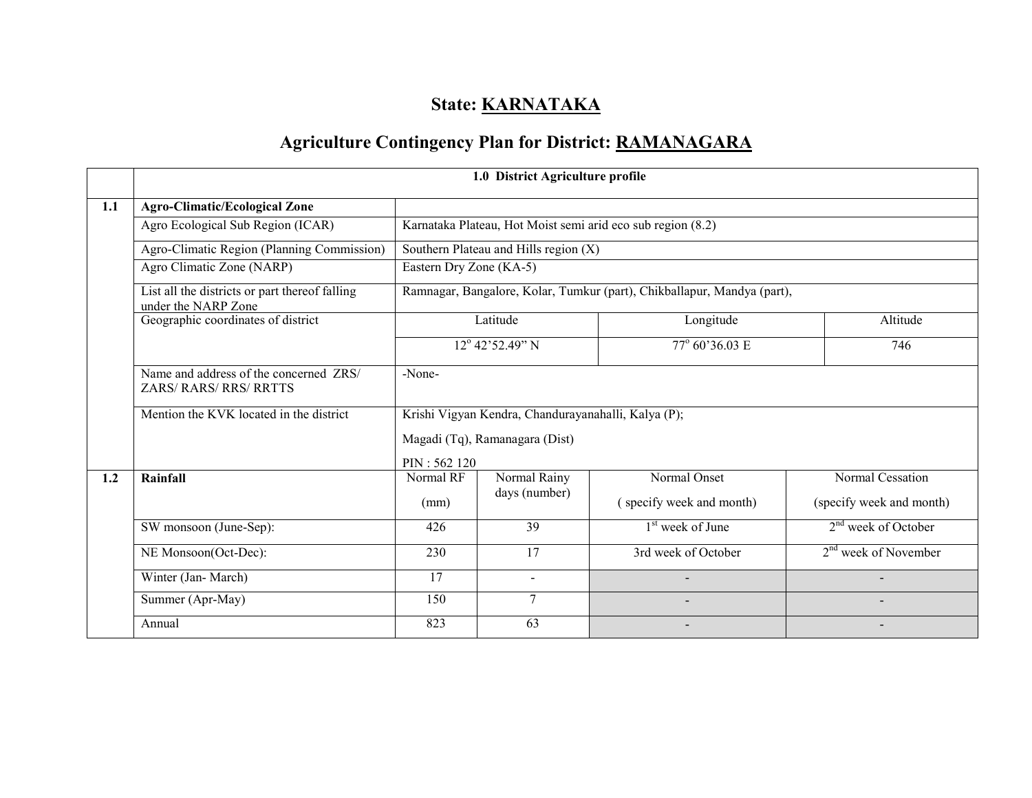# State: KARNATAKA

## Agriculture Contingency Plan for District: RAMANAGARA

| | 1.0 District Agriculture profile | | | | | |
|---|---|---|---|---|---|---|
| **1.1** | **Agro-Climatic/Ecological Zone** | | | | | |
| | Agro Ecological Sub Region (ICAR) | Karnataka Plateau, Hot Moist semi arid eco sub region (8.2) | | | | |
| | Agro-Climatic Region (Planning Commission) | Southern Plateau and Hills region (X) | | | | |
| | Agro Climatic Zone (NARP) | Eastern Dry Zone (KA-5) | | | | |
| | List all the districts or part thereof falling under the NARP Zone | Ramnagar, Bangalore, Kolar, Tumkur (part), Chikballapur, Mandya (part), | | | | |
| | Geographic coordinates of district | Latitude | | Longitude | | Altitude |
| | | 12° 42'52.49" N | | 77° 60'36.03 E | | 746 |
| | Name and address of the concerned ZRS/ ZARS/ RARS/ RRS/ RRTTS | -None- | | | | |
| | Mention the KVK located in the district | Krishi Vigyan Kendra, Chandurayanahalli, Kalya (P); Magadi (Tq), Ramanagara (Dist) PIN : 562 120 | | | | |
| **1.2** | **Rainfall** | Normal RF (mm) | Normal Rainy days (number) | Normal Onset ( specify week and month) | Normal Cessation (specify week and month) | |
| | SW monsoon (June-Sep): | 426 | 39 | 1st week of June | 2nd week of October | |
| | NE Monsoon(Oct-Dec): | 230 | 17 | 3rd week of October | 2nd week of November | |
| | Winter (Jan- March) | 17 | - | - | - | |
| | Summer (Apr-May) | 150 | 7 | - | - | |
| | Annual | 823 | 63 | - | - | |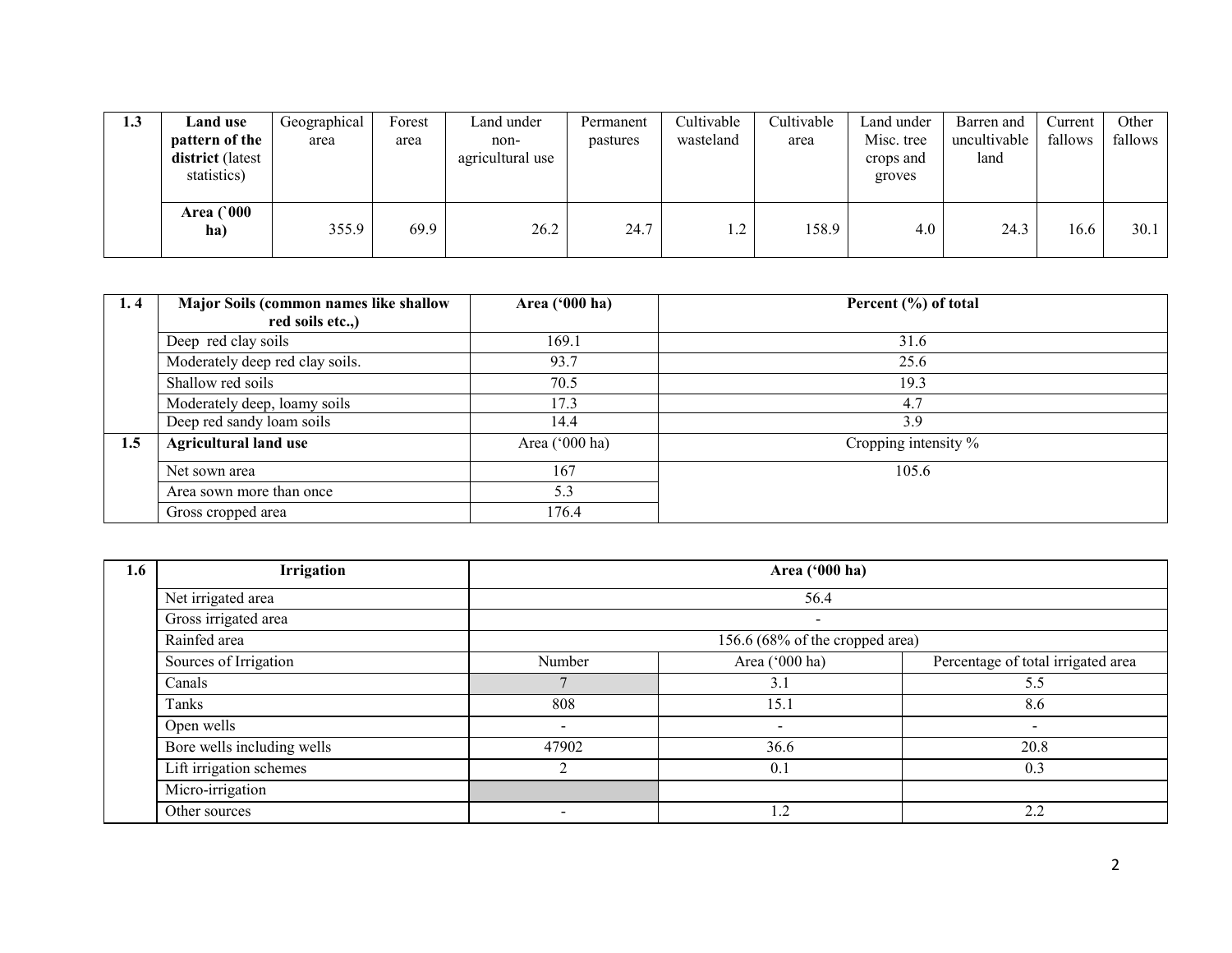| 1.3 | Land use pattern of the district (latest statistics) | Geographical area | Forest area | Land under non-agricultural use | Permanent pastures | Cultivable wasteland | Cultivable area | Land under Misc. tree crops and groves | Barren and uncultivable land | Current fallows | Other fallows |
|---|---|---|---|---|---|---|---|---|---|---|---|
| | Area (`000 ha) | 355.9 | 69.9 | 26.2 | 24.7 | 1.2 | 158.9 | 4.0 | 24.3 | 16.6 | 30.1 |

| 1. 4 | Major Soils (common names like shallow red soils etc.,) | Area ('000 ha) | Percent (%) of total |
|---|---|---|---|
| | Deep red clay soils | 169.1 | 31.6 |
| | Moderately deep red clay soils. | 93.7 | 25.6 |
| | Shallow red soils | 70.5 | 19.3 |
| | Moderately deep, loamy soils | 17.3 | 4.7 |
| | Deep red sandy loam soils | 14.4 | 3.9 |
| 1.5 | Agricultural land use | Area ('000 ha) | Cropping intensity % |
| | Net sown area | 167 | 105.6 |
| | Area sown more than once | 5.3 | |
| | Gross cropped area | 176.4 | |

| 1.6 | Irrigation | Area ('000 ha) | | |
|---|---|---|---|---|
| | Net irrigated area | 56.4 | | |
| | Gross irrigated area | - | | |
| | Rainfed area | 156.6 (68% of the cropped area) | | |
| | Sources of Irrigation | Number | Area ('000 ha) | Percentage of total irrigated area |
| | Canals | 7 | 3.1 | 5.5 |
| | Tanks | 808 | 15.1 | 8.6 |
| | Open wells | - | - | - |
| | Bore wells including wells | 47902 | 36.6 | 20.8 |
| | Lift irrigation schemes | 2 | 0.1 | 0.3 |
| | Micro-irrigation | | | |
| | Other sources | - | 1.2 | 2.2 |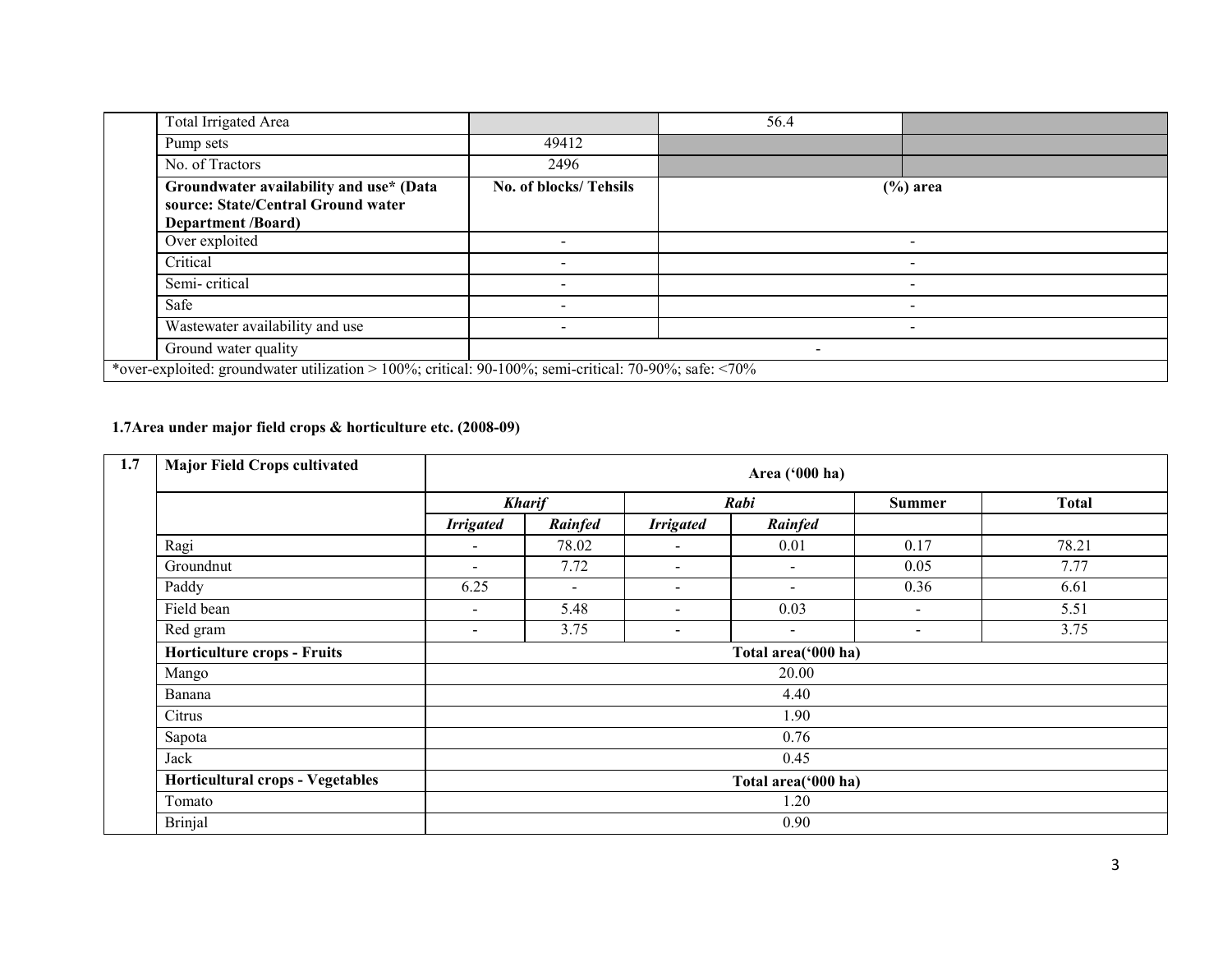| | | | | |
|---|---|---|---|---|
| | Total Irrigated Area | | 56.4 | |
| | Pump sets | 49412 | | |
| | No. of Tractors | 2496 | | |
| | **Groundwater availability and use* (Data source: State/Central Ground water Department /Board)** | **No. of blocks/ Tehsils** | **(%) area** | |
| | Over exploited | - | - | |
| | Critical | - | - | |
| | Semi- critical | - | - | |
| | Safe | - | - | |
| | Wastewater availability and use | - | - | |
| | Ground water quality | - | | |

*over-exploited: groundwater utilization > 100%; critical: 90-100%; semi-critical: 70-90%; safe: <70%

**1.7Area under major field crops & horticulture etc. (2008-09)**

| 1.7 | Major Field Crops cultivated | Area ('000 ha) | | | | | |
|---|---|---|---|---|---|---|---|
| | | ***Kharif*** | | ***Rabi*** | | **Summer** | **Total** |
| | | ***Irrigated*** | ***Rainfed*** | ***Irrigated*** | ***Rainfed*** | | |
| | Ragi | - | 78.02 | - | 0.01 | 0.17 | 78.21 |
| | Groundnut | - | 7.72 | - | - | 0.05 | 7.77 |
| | Paddy | 6.25 | - | - | - | 0.36 | 6.61 |
| | Field bean | - | 5.48 | - | 0.03 | - | 5.51 |
| | Red gram | - | 3.75 | - | - | - | 3.75 |
| | **Horticulture crops - Fruits** | **Total area('000 ha)** | | | | | |
| | Mango | 20.00 | | | | | |
| | Banana | 4.40 | | | | | |
| | Citrus | 1.90 | | | | | |
| | Sapota | 0.76 | | | | | |
| | Jack | 0.45 | | | | | |
| | **Horticultural crops - Vegetables** | **Total area('000 ha)** | | | | | |
| | Tomato | 1.20 | | | | | |
| | Brinjal | 0.90 | | | | | |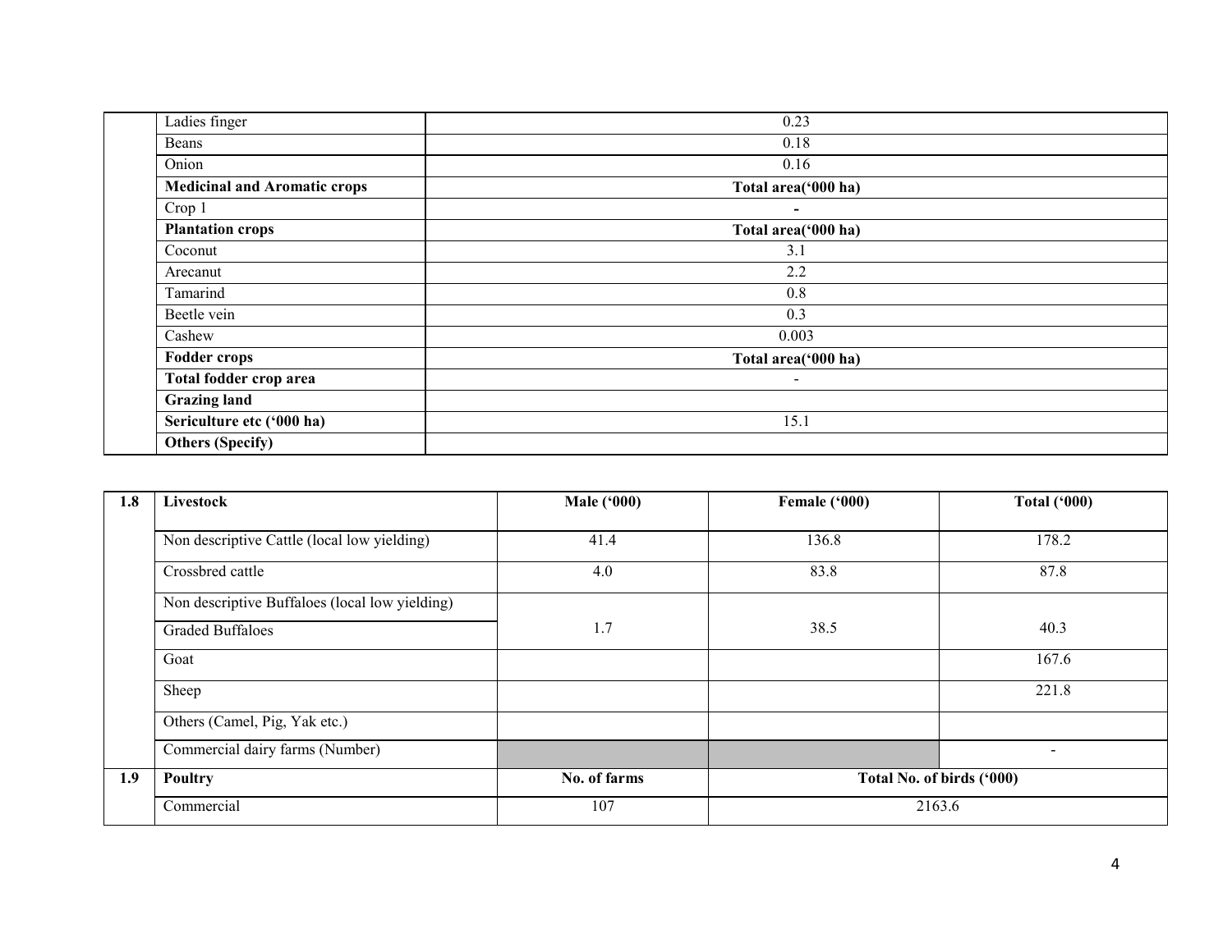| | | |
|---|---|---|
| | Ladies finger | 0.23 |
| | Beans | 0.18 |
| | Onion | 0.16 |
| | **Medicinal and Aromatic crops** | **Total area('000 ha)** |
| | Crop 1 | - |
| | **Plantation crops** | **Total area('000 ha)** |
| | Coconut | 3.1 |
| | Arecanut | 2.2 |
| | Tamarind | 0.8 |
| | Beetle vein | 0.3 |
| | Cashew | 0.003 |
| | **Fodder crops** | **Total area('000 ha)** |
| | **Total fodder crop area** | - |
| | **Grazing land** | |
| | **Sericulture etc ('000 ha)** | 15.1 |
| | **Others (Specify)** | |

| **1.8** | **Livestock** | **Male ('000)** | **Female ('000)** | **Total ('000)** |
|---|---|---|---|---|
| | Non descriptive Cattle (local low yielding) | 41.4 | 136.8 | 178.2 |
| | Crossbred cattle | 4.0 | 83.8 | 87.8 |
| | Non descriptive Buffaloes (local low yielding) | | | |
| | Graded Buffaloes | 1.7 | 38.5 | 40.3 |
| | Goat | | | 167.6 |
| | Sheep | | | 221.8 |
| | Others (Camel, Pig, Yak etc.) | | | |
| | Commercial dairy farms (Number) | | | - |
| **1.9** | **Poultry** | **No. of farms** | **Total No. of birds ('000)** | |
| | Commercial | 107 | 2163.6 | |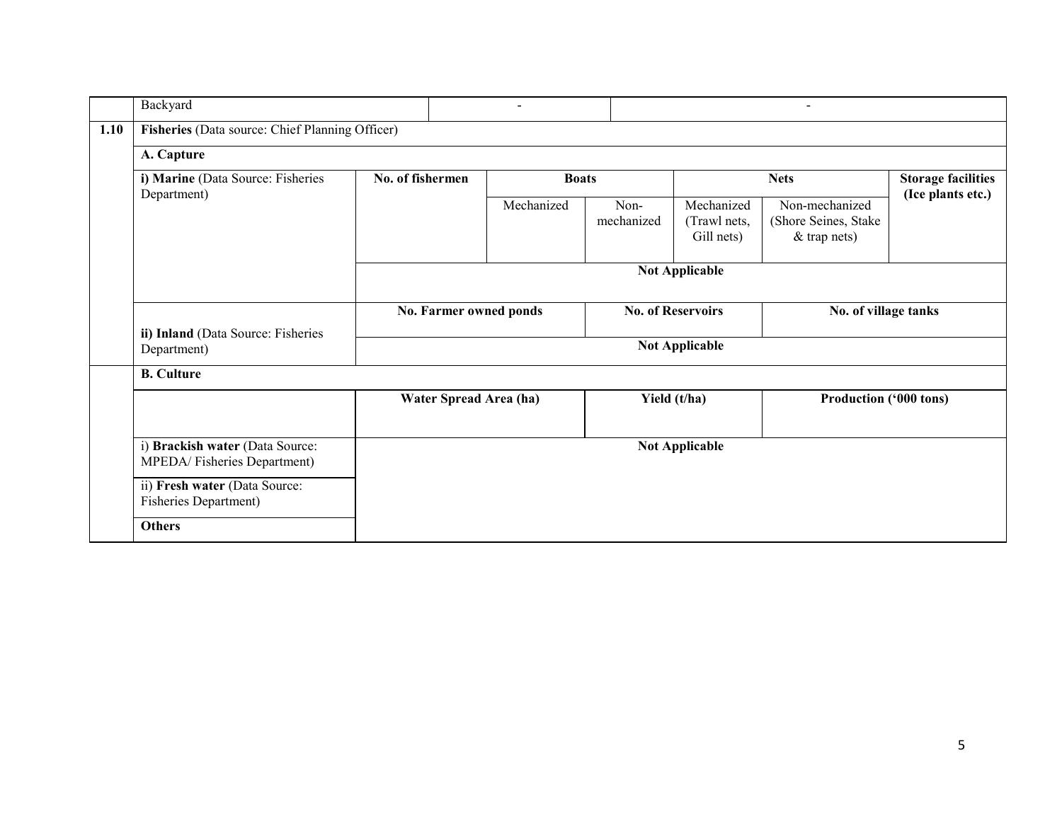|  | Backyard | - | - |
|---|---|---|---|

| | | | | | | | |
|---|---|---|---|---|---|---|---|
| **1.10** | **Fisheries** (Data source: Chief Planning Officer) | | | | | | |
| | **A. Capture** | | | | | | |
| | **i) Marine** (Data Source: Fisheries Department) | **No. of fishermen** | **Boats** | | **Nets** | | **Storage facilities (Ice plants etc.)** |
| | | | Mechanized | Non-mechanized | Mechanized (Trawl nets, Gill nets) | Non-mechanized (Shore Seines, Stake & trap nets) | |
| | | **Not Applicable** | | | | | |
| | **ii) Inland** (Data Source: Fisheries Department) | **No. Farmer owned ponds** | | **No. of Reservoirs** | | **No. of village tanks** | |
| | | **Not Applicable** | | | | | |
| | **B. Culture** | | | | | | |
| | | **Water Spread Area (ha)** | | **Yield (t/ha)** | | **Production ('000 tons)** | |
| | i) **Brackish water** (Data Source: MPEDA/ Fisheries Department) | **Not Applicable** | | | | | |
| | ii) **Fresh water** (Data Source: Fisheries Department) | | | | | | |
| | **Others** | | | | | | |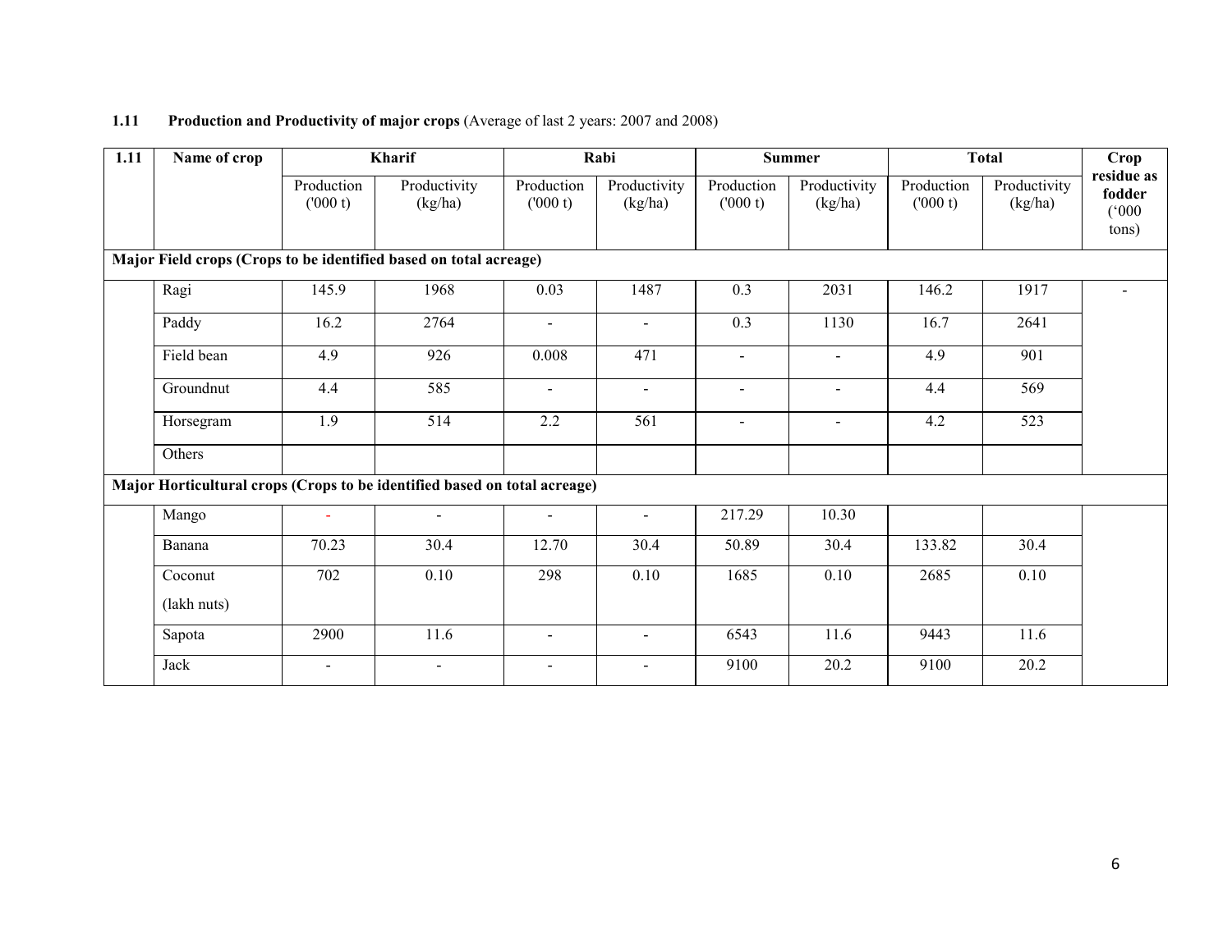**1.11 Production and Productivity of major crops** (Average of last 2 years: 2007 and 2008)

| 1.11 | Name of crop | Kharif | | Rabi | | Summer | | Total | | Crop residue as fodder ('000 tons) |
|---|---|---|---|---|---|---|---|---|---|---|
| | | Production ('000 t) | Productivity (kg/ha) | Production ('000 t) | Productivity (kg/ha) | Production ('000 t) | Productivity (kg/ha) | Production ('000 t) | Productivity (kg/ha) | |
| **Major Field crops (Crops to be identified based on total acreage)** | | | | | | | | | | |
| | Ragi | 145.9 | 1968 | 0.03 | 1487 | 0.3 | 2031 | 146.2 | 1917 | - |
| | Paddy | 16.2 | 2764 | - | - | 0.3 | 1130 | 16.7 | 2641 | |
| | Field bean | 4.9 | 926 | 0.008 | 471 | - | - | 4.9 | 901 | |
| | Groundnut | 4.4 | 585 | - | - | - | - | 4.4 | 569 | |
| | Horsegram | 1.9 | 514 | 2.2 | 561 | - | - | 4.2 | 523 | |
| | Others | | | | | | | | | |
| **Major Horticultural crops (Crops to be identified based on total acreage)** | | | | | | | | | | |
| | Mango | - | - | - | - | 217.29 | 10.30 | | | |
| | Banana | 70.23 | 30.4 | 12.70 | 30.4 | 50.89 | 30.4 | 133.82 | 30.4 | |
| | Coconut (lakh nuts) | 702 | 0.10 | 298 | 0.10 | 1685 | 0.10 | 2685 | 0.10 | |
| | Sapota | 2900 | 11.6 | - | - | 6543 | 11.6 | 9443 | 11.6 | |
| | Jack | - | - | - | - | 9100 | 20.2 | 9100 | 20.2 | |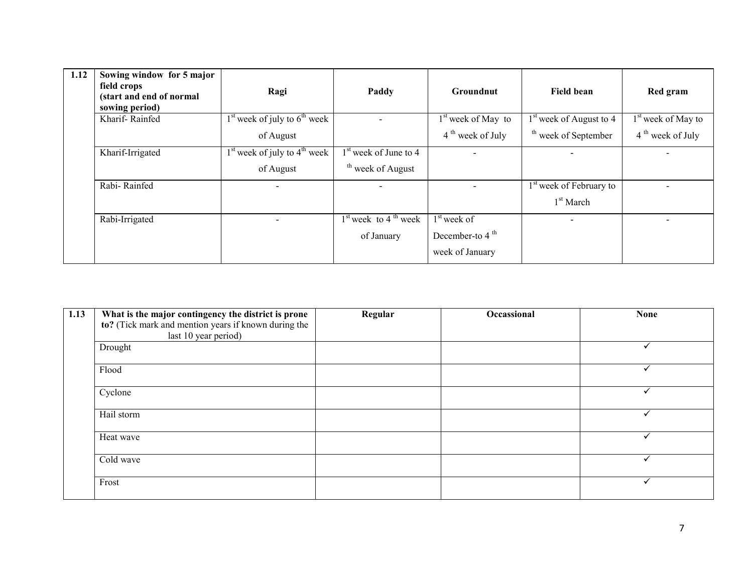| 1.12 | Sowing window for 5 major field crops (start and end of normal sowing period) | Ragi | Paddy | Groundnut | Field bean | Red gram |
|---|---|---|---|---|---|---|
| | Kharif- Rainfed | 1st week of july to 6th week of August | - | 1st week of May to 4 th week of July | 1st week of August to 4 th week of September | 1st week of May to 4 th week of July |
| | Kharif-Irrigated | 1st week of july to 4th week of August | 1st week of June to 4 th week of August | - | - | - |
| | Rabi- Rainfed | - | - | - | 1st week of February to 1st March | - |
| | Rabi-Irrigated | - | 1st week to 4 th week of January | 1st week of December-to 4 th week of January | - | - |

| 1.13 | **What is the major contingency the district is prone to?** (Tick mark and mention years if known during the last 10 year period) | Regular | Occassional | None |
|---|---|---|---|---|
| | Drought | | | ✓ |
| | Flood | | | ✓ |
| | Cyclone | | | ✓ |
| | Hail storm | | | ✓ |
| | Heat wave | | | ✓ |
| | Cold wave | | | ✓ |
| | Frost | | | ✓ |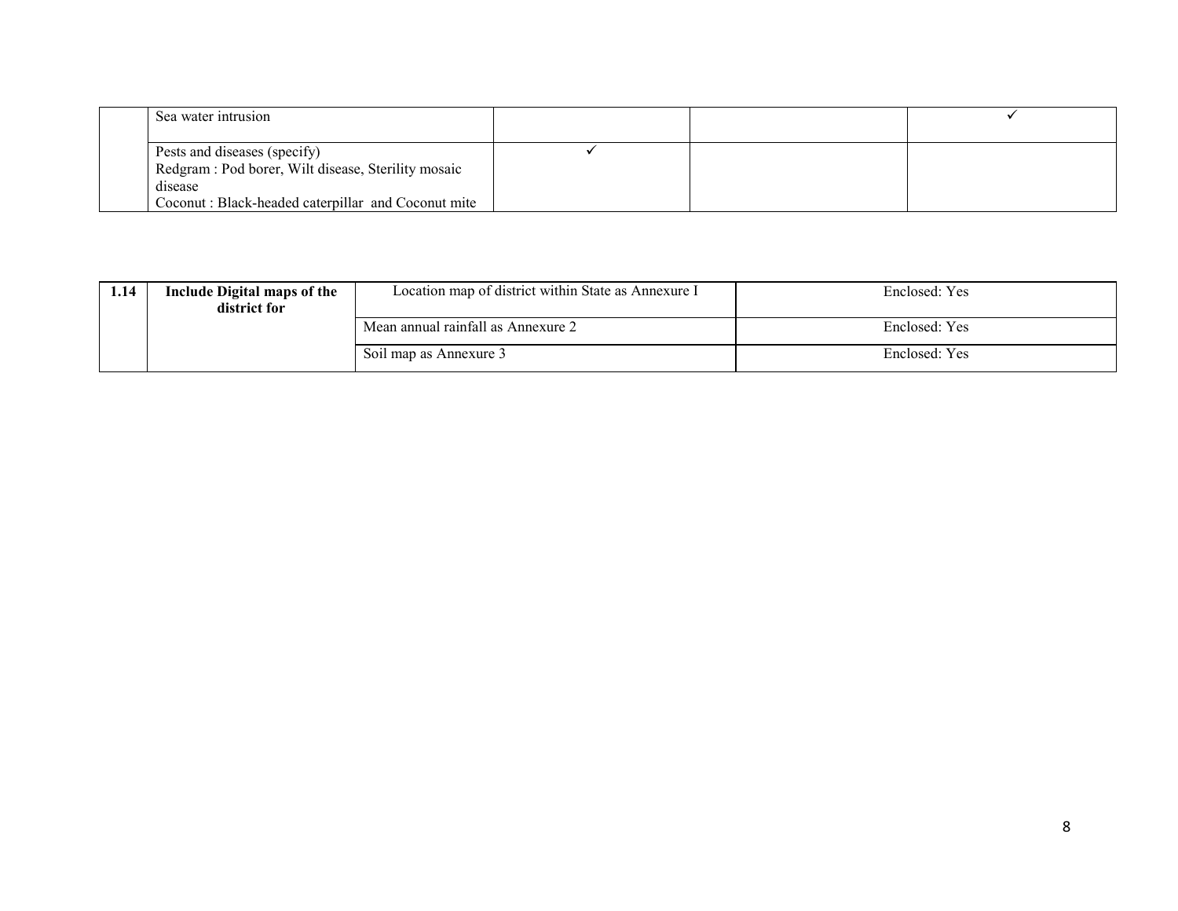| | | | | |
|---|---|---|---|---|
| | Sea water intrusion | | | ✓ |
| | Pests and diseases (specify)<br>Redgram : Pod borer, Wilt disease, Sterility mosaic disease<br>Coconut : Black-headed caterpillar and Coconut mite | ✓ | | |

| | | | |
|---|---|---|---|
| **1.14** | **Include Digital maps of the district for** | Location map of district within State as Annexure I | Enclosed: Yes |
| | | Mean annual rainfall as Annexure 2 | Enclosed: Yes |
| | | Soil map as Annexure 3 | Enclosed: Yes |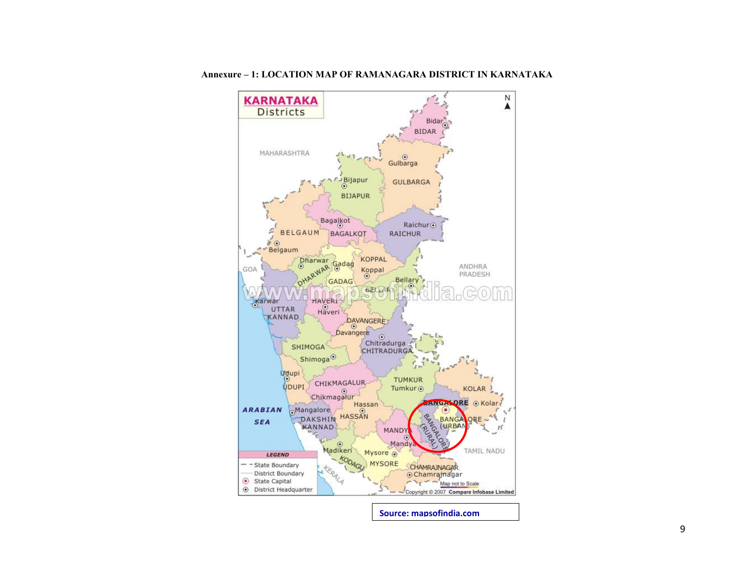**Annexure – 1: LOCATION MAP OF RAMANAGARA DISTRICT IN KARNATAKA**

Source: mapsofindia.com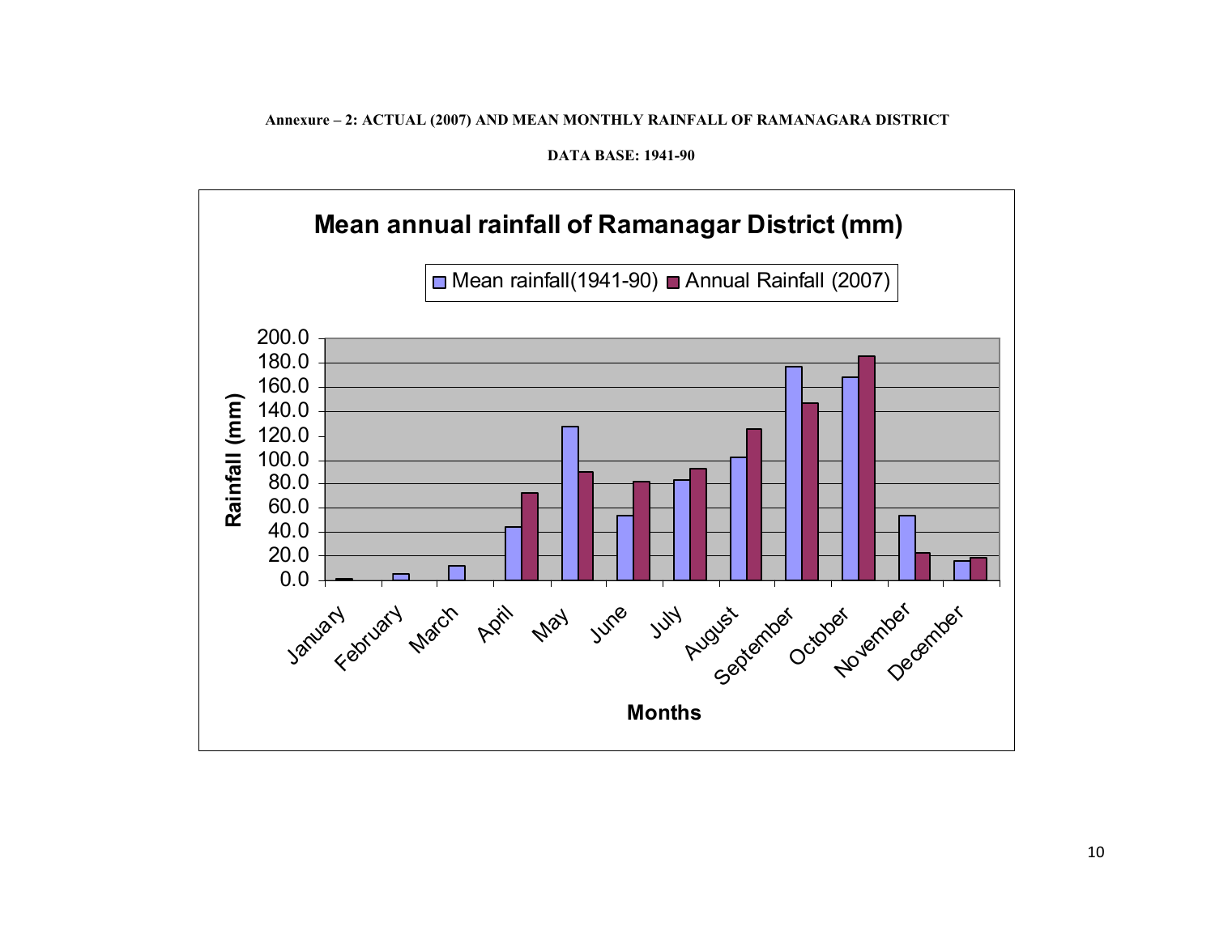**Annexure – 2: ACTUAL (2007) AND MEAN MONTHLY RAINFALL OF RAMANAGARA DISTRICT**

**DATA BASE: 1941-90**

**Mean annual rainfall of Ramanagar District (mm)**

Legend: Mean rainfall(1941-90) | Annual Rainfall (2007)

Rainfall (mm): 0.0, 20.0, 40.0, 60.0, 80.0, 100.0, 120.0, 140.0, 160.0, 180.0, 200.0

Months: January, February, March, April, May, June, July, August, September, October, November, December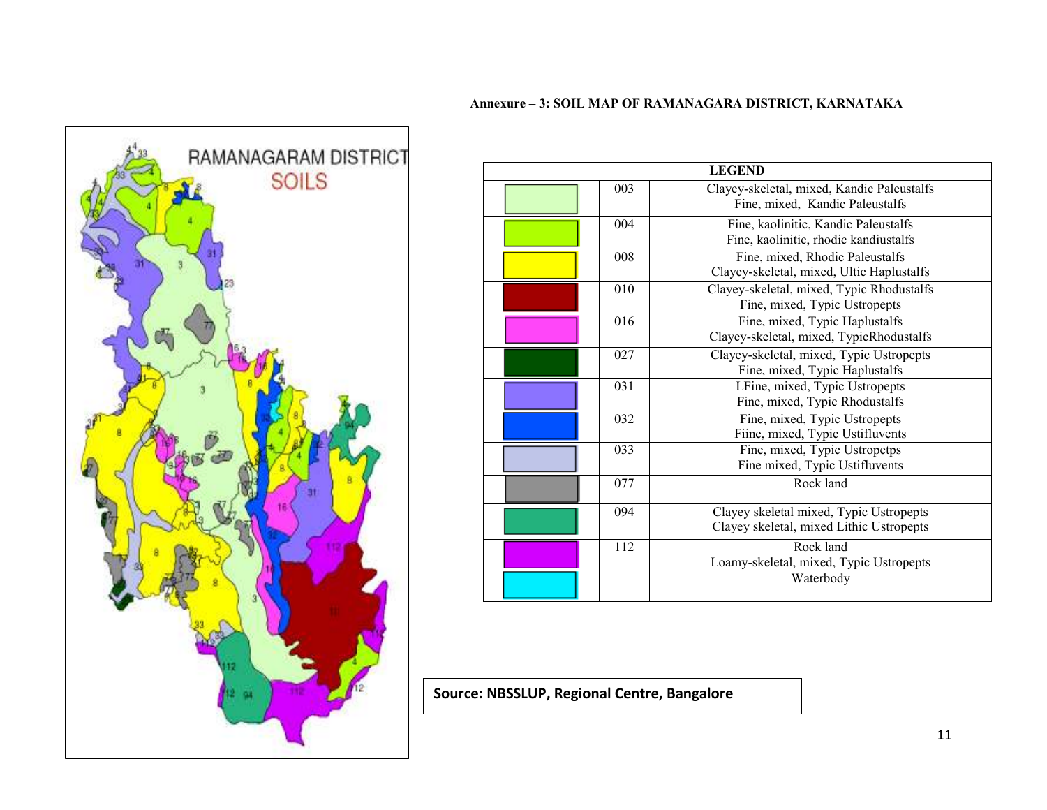**Annexure – 3: SOIL MAP OF RAMANAGARA DISTRICT, KARNATAKA**

| LEGEND | | |
|---|---|---|
| | 003 | Clayey-skeletal, mixed, Kandic Paleustalfs<br>Fine, mixed, Kandic Paleustalfs |
| | 004 | Fine, kaolinitic, Kandic Paleustalfs<br>Fine, kaolinitic, rhodic kandiustalfs |
| | 008 | Fine, mixed, Rhodic Paleustalfs<br>Clayey-skeletal, mixed, Ultic Haplustalfs |
| | 010 | Clayey-skeletal, mixed, Typic Rhodustalfs<br>Fine, mixed, Typic Ustropepts |
| | 016 | Fine, mixed, Typic Haplustalfs<br>Clayey-skeletal, mixed, TypicRhodustalfs |
| | 027 | Clayey-skeletal, mixed, Typic Ustropepts<br>Fine, mixed, Typic Haplustalfs |
| | 031 | LFine, mixed, Typic Ustropepts<br>Fine, mixed, Typic Rhodustalfs |
| | 032 | Fine, mixed, Typic Ustropepts<br>Fiine, mixed, Typic Ustifluvents |
| | 033 | Fine, mixed, Typic Ustropetps<br>Fine mixed, Typic Ustifluvents |
| | 077 | Rock land |
| | 094 | Clayey skeletal mixed, Typic Ustropepts<br>Clayey skeletal, mixed Lithic Ustropepts |
| | 112 | Rock land<br>Loamy-skeletal, mixed, Typic Ustropepts |
| | | Waterbody |

**Source: NBSSLUP, Regional Centre, Bangalore**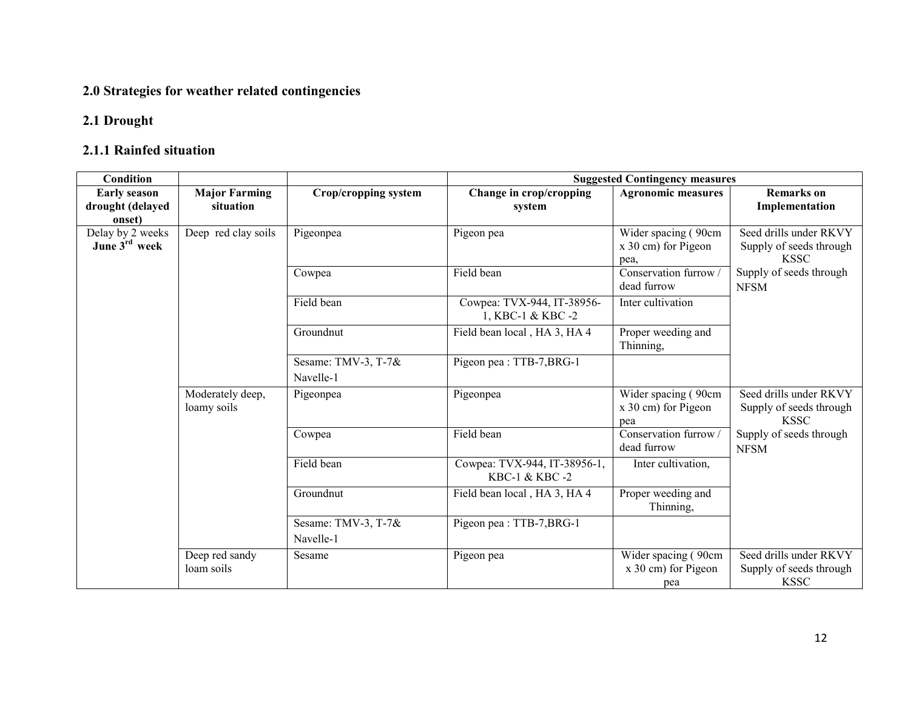## 2.0 Strategies for weather related contingencies

### 2.1 Drought

#### 2.1.1 Rainfed situation

| Condition | | | Suggested Contingency measures | | |
|---|---|---|---|---|---|
| **Early season drought (delayed onset)** | **Major Farming situation** | **Crop/cropping system** | **Change in crop/cropping system** | **Agronomic measures** | **Remarks on Implementation** |
| Delay by 2 weeks **June 3rd week** | Deep red clay soils | Pigeonpea | Pigeon pea | Wider spacing ( 90cm x 30 cm) for Pigeon pea, | Seed drills under RKVY Supply of seeds through KSSC Supply of seeds through NFSM |
| | | Cowpea | Field bean | Conservation furrow / dead furrow | |
| | | Field bean | Cowpea: TVX-944, IT-38956-1, KBC-1 & KBC -2 | Inter cultivation | |
| | | Groundnut | Field bean local , HA 3, HA 4 | Proper weeding and Thinning, | |
| | | Sesame: TMV-3, T-7& Navelle-1 | Pigeon pea : TTB-7,BRG-1 | | |
| | Moderately deep, loamy soils | Pigeonpea | Pigeonpea | Wider spacing ( 90cm x 30 cm) for Pigeon pea | Seed drills under RKVY Supply of seeds through KSSC Supply of seeds through NFSM |
| | | Cowpea | Field bean | Conservation furrow / dead furrow | |
| | | Field bean | Cowpea: TVX-944, IT-38956-1, KBC-1 & KBC -2 | Inter cultivation, | |
| | | Groundnut | Field bean local , HA 3, HA 4 | Proper weeding and Thinning, | |
| | | Sesame: TMV-3, T-7& Navelle-1 | Pigeon pea : TTB-7,BRG-1 | | |
| | Deep red sandy loam soils | Sesame | Pigeon pea | Wider spacing ( 90cm x 30 cm) for Pigeon pea | Seed drills under RKVY Supply of seeds through KSSC |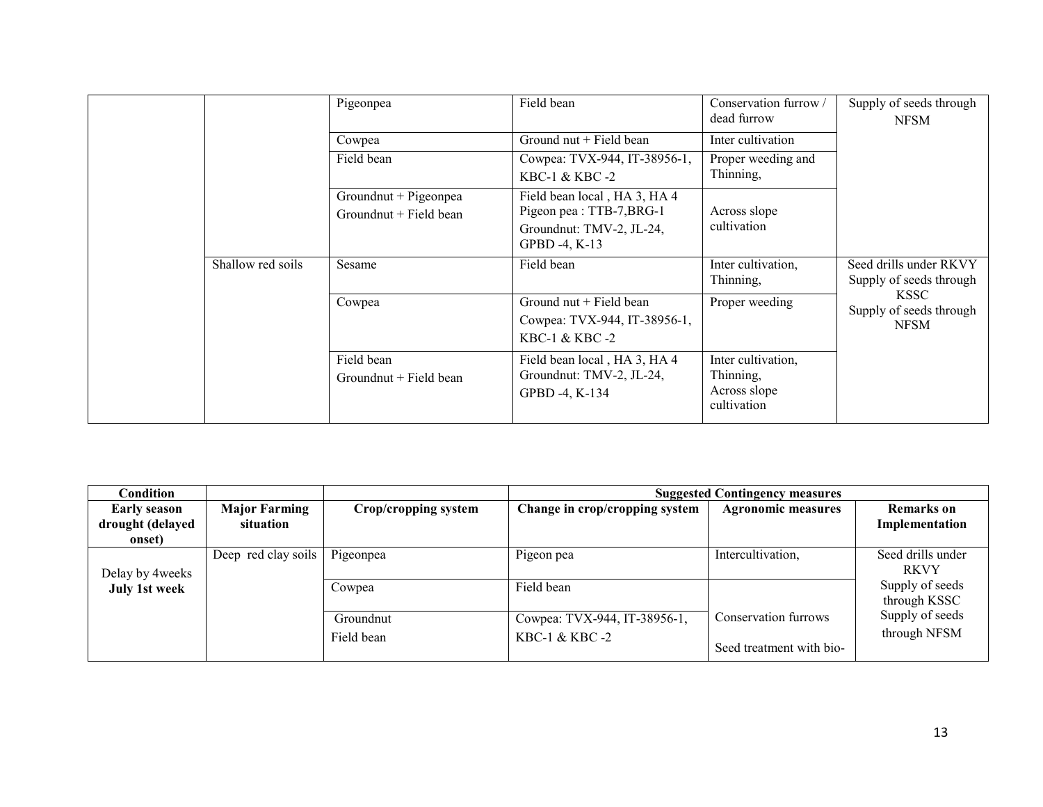| | | | | | |
|---|---|---|---|---|---|
| | | Pigeonpea | Field bean | Conservation furrow / dead furrow | Supply of seeds through NFSM |
| | | Cowpea | Ground nut + Field bean | Inter cultivation | |
| | | Field bean | Cowpea: TVX-944, IT-38956-1, KBC-1 & KBC -2 | Proper weeding and Thinning, | |
| | | Groundnut + Pigeonpea<br>Groundnut + Field bean | Field bean local , HA 3, HA 4<br>Pigeon pea : TTB-7,BRG-1<br>Groundnut: TMV-2, JL-24, GPBD -4, K-13 | Across slope cultivation | |
| | Shallow red soils | Sesame | Field bean | Inter cultivation, Thinning, | Seed drills under RKVY<br>Supply of seeds through KSSC<br>Supply of seeds through NFSM |
| | | Cowpea | Ground nut + Field bean<br>Cowpea: TVX-944, IT-38956-1, KBC-1 & KBC -2 | Proper weeding | |
| | | Field bean<br>Groundnut + Field bean | Field bean local , HA 3, HA 4<br>Groundnut: TMV-2, JL-24, GPBD -4, K-134 | Inter cultivation, Thinning,<br>Across slope cultivation | |

| **Condition** | | | **Suggested Contingency measures** | | |
|---|---|---|---|---|---|
| **Early season drought (delayed onset)** | **Major Farming situation** | **Crop/cropping system** | **Change in crop/cropping system** | **Agronomic measures** | **Remarks on Implementation** |
| Delay by 4weeks<br>**July 1st week** | Deep red clay soils | Pigeonpea | Pigeon pea | Intercultivation, | Seed drills under RKVY<br>Supply of seeds through KSSC<br>Supply of seeds through NFSM |
| | | Cowpea | Field bean | | |
| | | Groundnut<br>Field bean | Cowpea: TVX-944, IT-38956-1, KBC-1 & KBC -2 | Conservation furrows<br>Seed treatment with bio- | |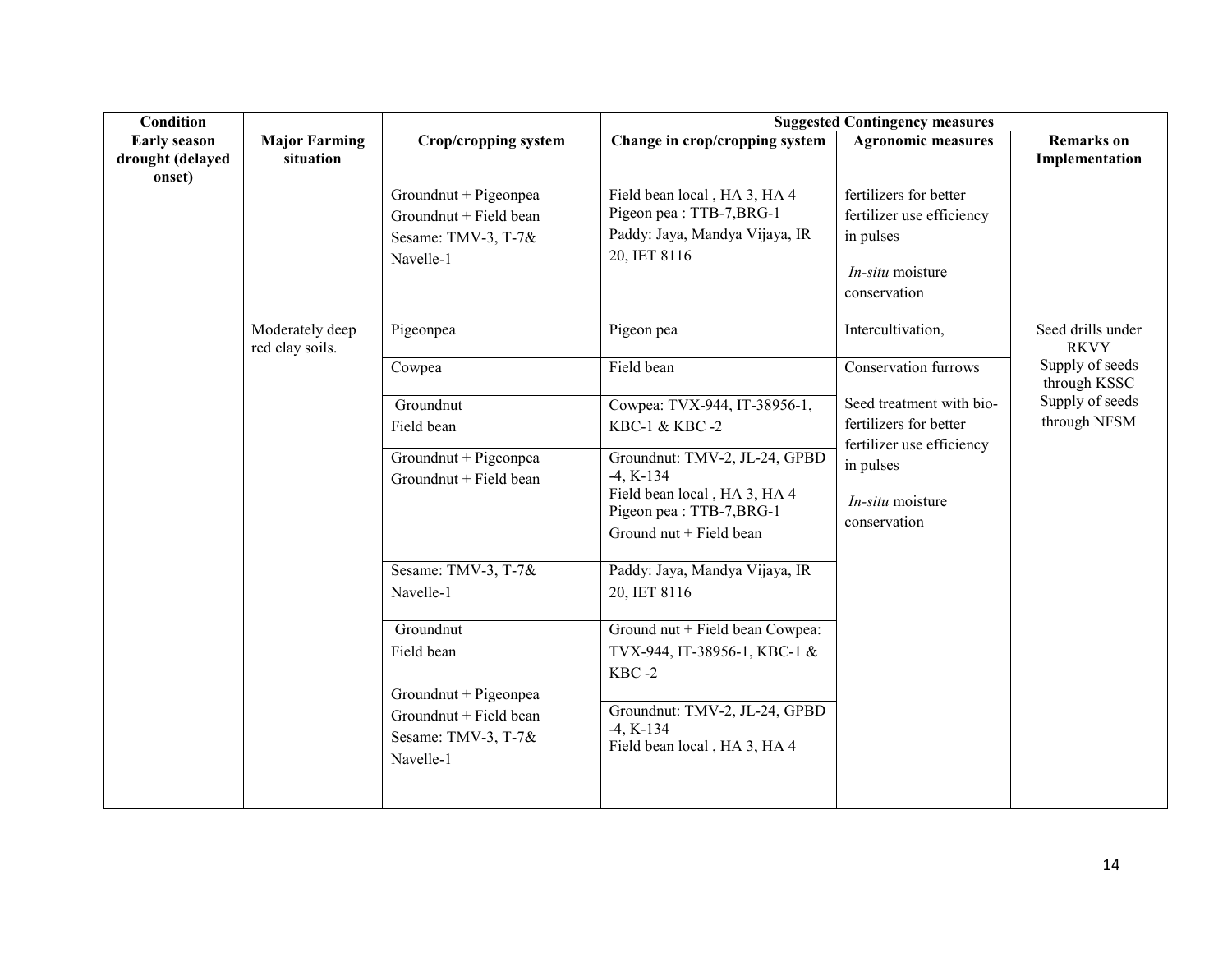| Condition | | | Suggested Contingency measures | | |
|---|---|---|---|---|---|
| Early season drought (delayed onset) | Major Farming situation | Crop/cropping system | Change in crop/cropping system | Agronomic measures | Remarks on Implementation |
| | | Groundnut + Pigeonpea<br>Groundnut + Field bean<br>Sesame: TMV-3, T-7& Navelle-1 | Field bean local , HA 3, HA 4<br>Pigeon pea : TTB-7,BRG-1<br>Paddy: Jaya, Mandya Vijaya, IR 20, IET 8116 | fertilizers for better fertilizer use efficiency in pulses<br>*In-situ* moisture conservation | |
| | Moderately deep red clay soils. | Pigeonpea | Pigeon pea | Intercultivation, | Seed drills under RKVY<br>Supply of seeds through KSSC<br>Supply of seeds through NFSM |
| | | Cowpea | Field bean | Conservation furrows<br>Seed treatment with bio-fertilizers for better fertilizer use efficiency in pulses<br>*In-situ* moisture conservation | |
| | | Groundnut<br>Field bean | Cowpea: TVX-944, IT-38956-1, KBC-1 & KBC -2 | | |
| | | Groundnut + Pigeonpea<br>Groundnut + Field bean | Groundnut: TMV-2, JL-24, GPBD -4, K-134<br>Field bean local , HA 3, HA 4<br>Pigeon pea : TTB-7,BRG-1<br>Ground nut + Field bean | | |
| | | Sesame: TMV-3, T-7& Navelle-1 | Paddy: Jaya, Mandya Vijaya, IR 20, IET 8116 | | |
| | | Groundnut<br>Field bean<br>Groundnut + Pigeonpea<br>Groundnut + Field bean<br>Sesame: TMV-3, T-7& Navelle-1 | Ground nut + Field bean Cowpea: TVX-944, IT-38956-1, KBC-1 & KBC -2 | | |
| | | | Groundnut: TMV-2, JL-24, GPBD -4, K-134<br>Field bean local , HA 3, HA 4 | | |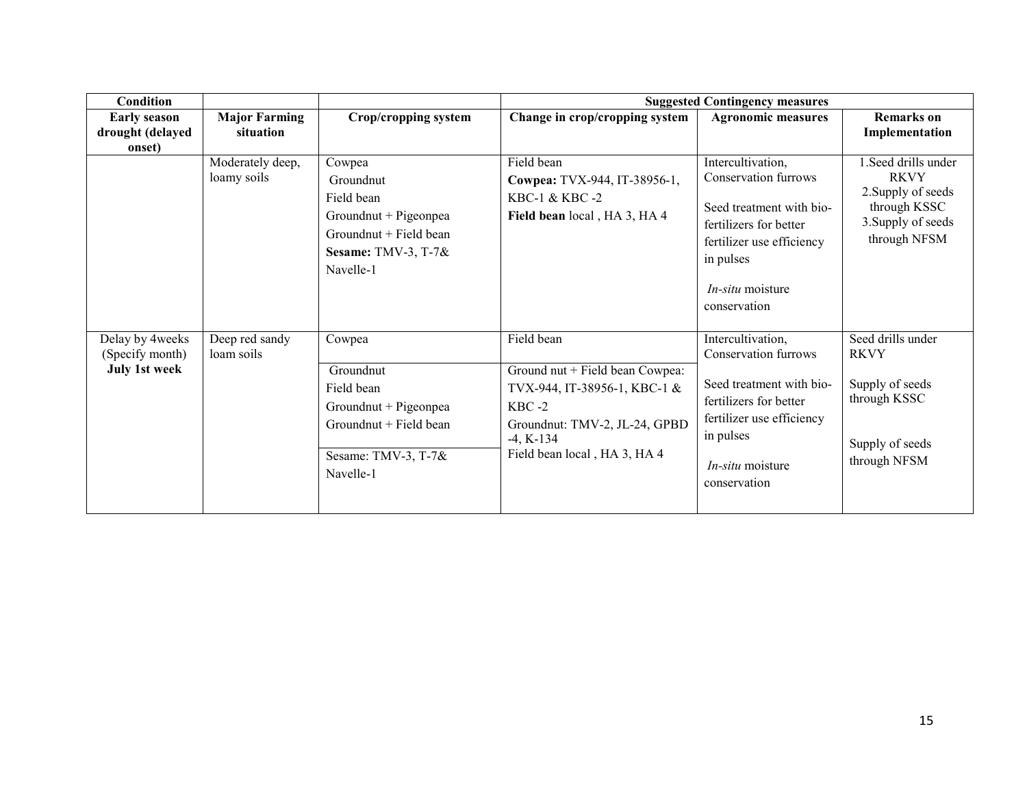| Condition | | | Suggested Contingency measures | | |
|---|---|---|---|---|---|
| **Early season drought (delayed onset)** | **Major Farming situation** | **Crop/cropping system** | **Change in crop/cropping system** | **Agronomic measures** | **Remarks on Implementation** |
| | Moderately deep, loamy soils | Cowpea<br>Groundnut<br>Field bean<br>Groundnut + Pigeonpea<br>Groundnut + Field bean<br>**Sesame:** TMV-3, T-7& Navelle-1 | Field bean<br>**Cowpea:** TVX-944, IT-38956-1, KBC-1 & KBC -2<br>**Field bean** local , HA 3, HA 4 | Intercultivation, Conservation furrows<br><br>Seed treatment with bio-fertilizers for better fertilizer use efficiency in pulses<br><br>*In-situ* moisture conservation | 1.Seed drills under RKVY<br>2.Supply of seeds through KSSC<br>3.Supply of seeds through NFSM |
| Delay by 4weeks (Specify month)<br>**July 1st week** | Deep red sandy loam soils | Cowpea | Field bean | Intercultivation, Conservation furrows<br><br>Seed treatment with bio-fertilizers for better fertilizer use efficiency in pulses<br><br>*In-situ* moisture conservation | Seed drills under RKVY<br><br>Supply of seeds through KSSC<br><br>Supply of seeds through NFSM |
| | | Groundnut<br>Field bean<br>Groundnut + Pigeonpea<br>Groundnut + Field bean | Ground nut + Field bean Cowpea: TVX-944, IT-38956-1, KBC-1 & KBC -2<br>Groundnut: TMV-2, JL-24, GPBD -4, K-134<br>Field bean local , HA 3, HA 4 | | |
| | | Sesame: TMV-3, T-7& Navelle-1 | | | |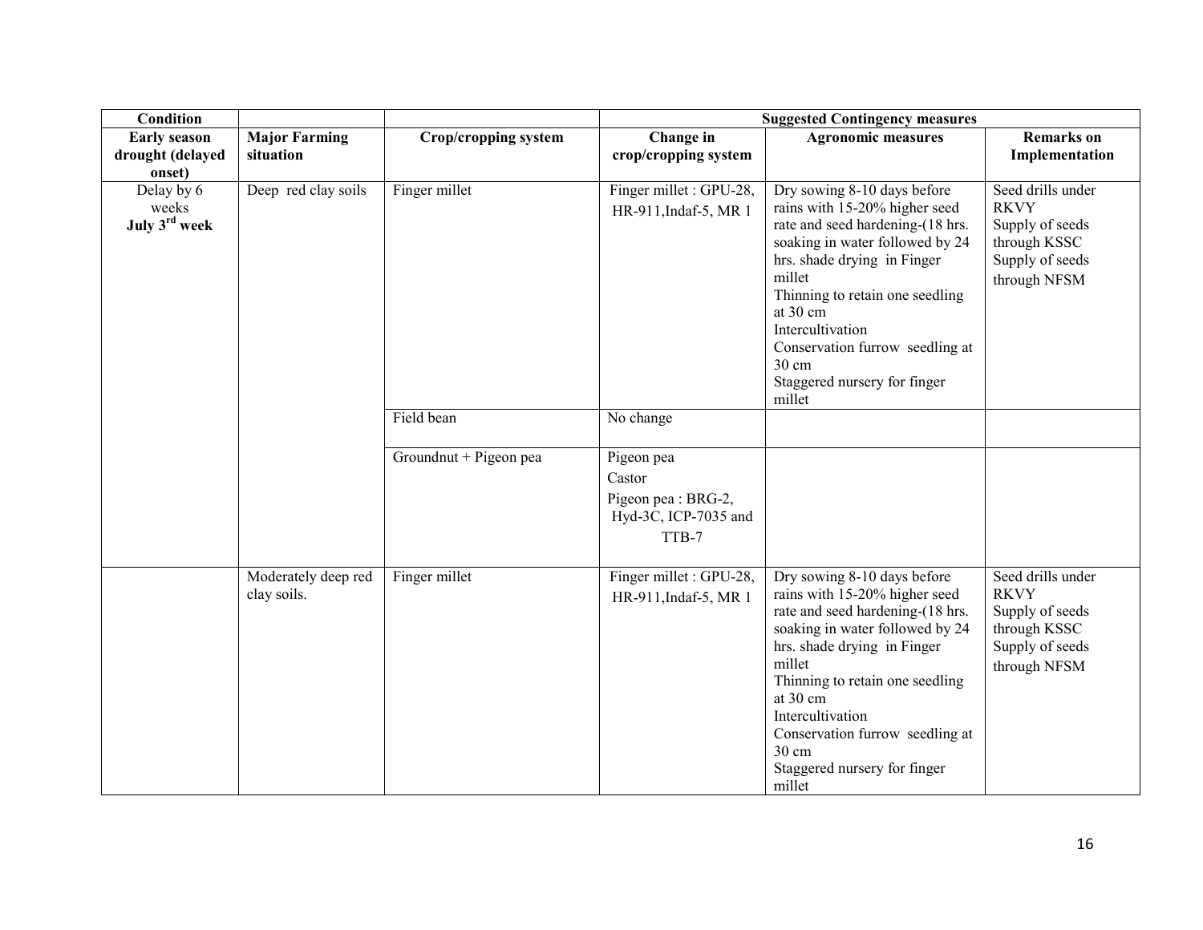| Condition | | | Suggested Contingency measures | | |
|---|---|---|---|---|---|
| **Early season drought (delayed onset)** | **Major Farming situation** | **Crop/cropping system** | **Change in crop/cropping system** | **Agronomic measures** | **Remarks on Implementation** |
| Delay by 6 weeks **July 3[rd] week** | Deep red clay soils | Finger millet | Finger millet : GPU-28, HR-911,Indaf-5, MR 1 | Dry sowing 8-10 days before rains with 15-20% higher seed rate and seed hardening-(18 hrs. soaking in water followed by 24 hrs. shade drying in Finger millet<br>Thinning to retain one seedling at 30 cm<br>Intercultivation<br>Conservation furrow seedling at 30 cm<br>Staggered nursery for finger millet | Seed drills under RKVY<br>Supply of seeds through KSSC<br>Supply of seeds through NFSM |
| | | Field bean | No change | | |
| | | Groundnut + Pigeon pea | Pigeon pea<br>Castor<br>Pigeon pea : BRG-2, Hyd-3C, ICP-7035 and TTB-7 | | |
| | Moderately deep red clay soils. | Finger millet | Finger millet : GPU-28, HR-911,Indaf-5, MR 1 | Dry sowing 8-10 days before rains with 15-20% higher seed rate and seed hardening-(18 hrs. soaking in water followed by 24 hrs. shade drying in Finger millet<br>Thinning to retain one seedling at 30 cm<br>Intercultivation<br>Conservation furrow seedling at 30 cm<br>Staggered nursery for finger millet | Seed drills under RKVY<br>Supply of seeds through KSSC<br>Supply of seeds through NFSM |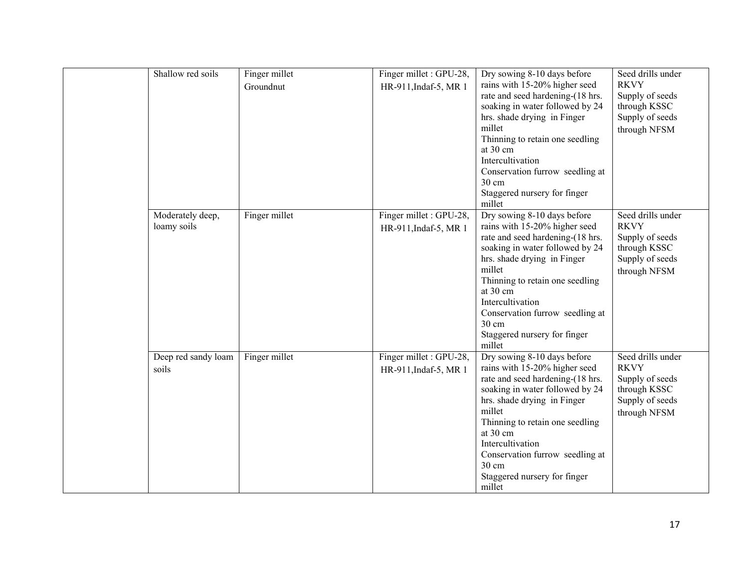| | | | | | |
|---|---|---|---|---|---|
| | Shallow red soils | Finger millet<br>Groundnut | Finger millet : GPU-28, HR-911,Indaf-5, MR 1 | Dry sowing 8-10 days before rains with 15-20% higher seed rate and seed hardening-(18 hrs. soaking in water followed by 24 hrs. shade drying in Finger millet<br>Thinning to retain one seedling at 30 cm<br>Intercultivation<br>Conservation furrow seedling at 30 cm<br>Staggered nursery for finger millet | Seed drills under RKVY<br>Supply of seeds through KSSC<br>Supply of seeds through NFSM |
| | Moderately deep, loamy soils | Finger millet | Finger millet : GPU-28, HR-911,Indaf-5, MR 1 | Dry sowing 8-10 days before rains with 15-20% higher seed rate and seed hardening-(18 hrs. soaking in water followed by 24 hrs. shade drying in Finger millet<br>Thinning to retain one seedling at 30 cm<br>Intercultivation<br>Conservation furrow seedling at 30 cm<br>Staggered nursery for finger millet | Seed drills under RKVY<br>Supply of seeds through KSSC<br>Supply of seeds through NFSM |
| | Deep red sandy loam soils | Finger millet | Finger millet : GPU-28, HR-911,Indaf-5, MR 1 | Dry sowing 8-10 days before rains with 15-20% higher seed rate and seed hardening-(18 hrs. soaking in water followed by 24 hrs. shade drying in Finger millet<br>Thinning to retain one seedling at 30 cm<br>Intercultivation<br>Conservation furrow seedling at 30 cm<br>Staggered nursery for finger millet | Seed drills under RKVY<br>Supply of seeds through KSSC<br>Supply of seeds through NFSM |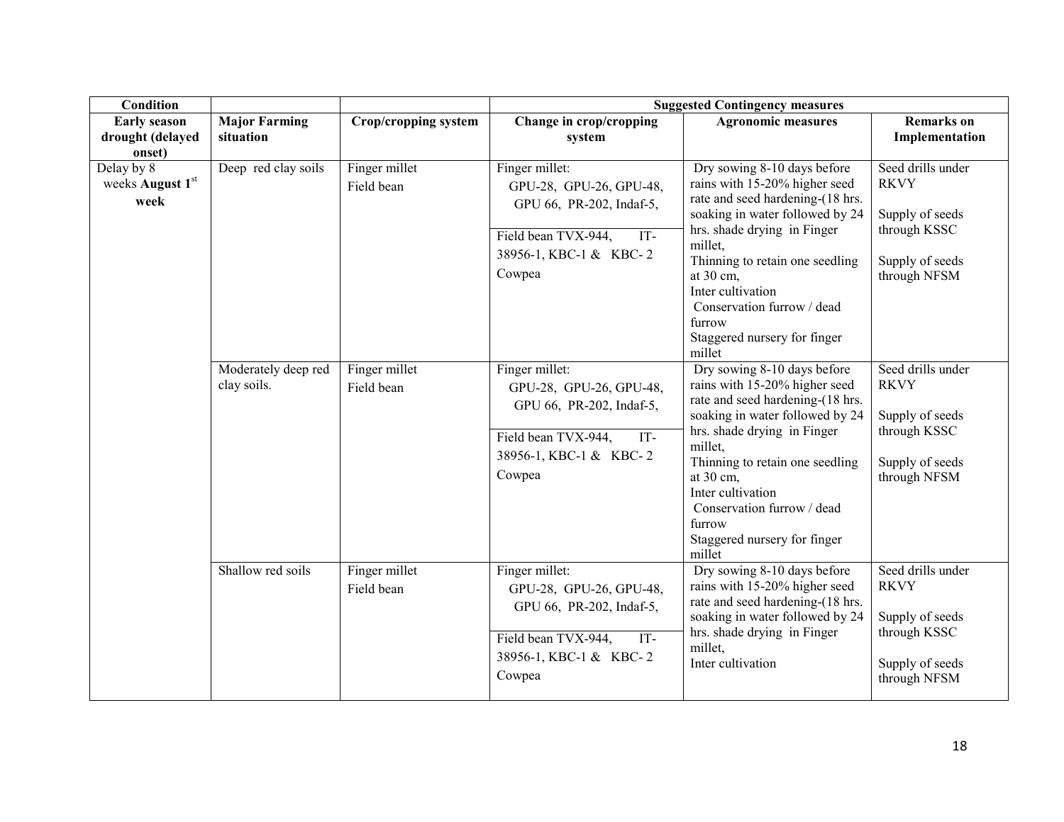| Condition | | | Suggested Contingency measures | | |
|---|---|---|---|---|---|
| **Early season drought (delayed onset)** | **Major Farming situation** | **Crop/cropping system** | **Change in crop/cropping system** | **Agronomic measures** | **Remarks on Implementation** |
| Delay by 8 weeks **August 1st week** | Deep red clay soils | Finger millet<br>Field bean | Finger millet:<br>GPU-28, GPU-26, GPU-48, GPU 66, PR-202, Indaf-5,<br>Field bean TVX-944, IT-38956-1, KBC-1 & KBC- 2<br>Cowpea | Dry sowing 8-10 days before rains with 15-20% higher seed rate and seed hardening-(18 hrs. soaking in water followed by 24 hrs. shade drying in Finger millet,<br>Thinning to retain one seedling at 30 cm,<br>Inter cultivation<br>Conservation furrow / dead furrow<br>Staggered nursery for finger millet | Seed drills under RKVY<br>Supply of seeds through KSSC<br>Supply of seeds through NFSM |
| | Moderately deep red clay soils. | Finger millet<br>Field bean | Finger millet:<br>GPU-28, GPU-26, GPU-48, GPU 66, PR-202, Indaf-5,<br>Field bean TVX-944, IT-38956-1, KBC-1 & KBC- 2<br>Cowpea | Dry sowing 8-10 days before rains with 15-20% higher seed rate and seed hardening-(18 hrs. soaking in water followed by 24 hrs. shade drying in Finger millet,<br>Thinning to retain one seedling at 30 cm,<br>Inter cultivation<br>Conservation furrow / dead furrow<br>Staggered nursery for finger millet | Seed drills under RKVY<br>Supply of seeds through KSSC<br>Supply of seeds through NFSM |
| | Shallow red soils | Finger millet<br>Field bean | Finger millet:<br>GPU-28, GPU-26, GPU-48, GPU 66, PR-202, Indaf-5,<br>Field bean TVX-944, IT-38956-1, KBC-1 & KBC- 2<br>Cowpea | Dry sowing 8-10 days before rains with 15-20% higher seed rate and seed hardening-(18 hrs. soaking in water followed by 24 hrs. shade drying in Finger millet,<br>Inter cultivation | Seed drills under RKVY<br>Supply of seeds through KSSC<br>Supply of seeds through NFSM |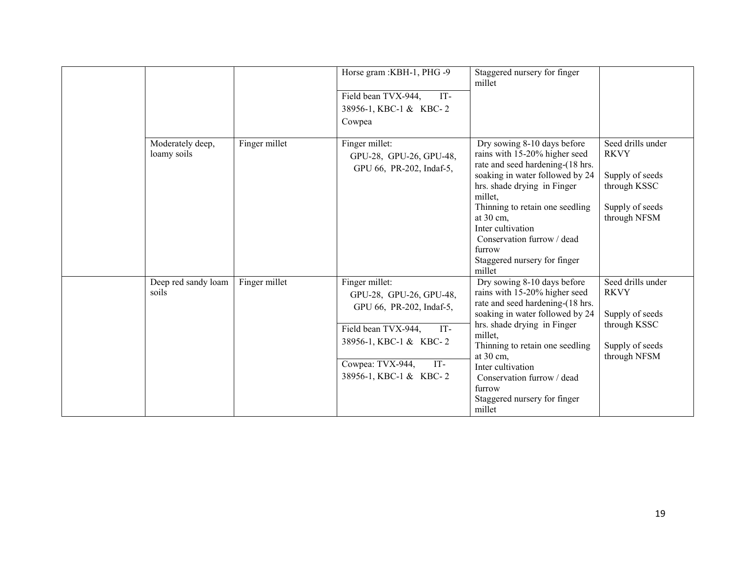| | | | | | |
|---|---|---|---|---|---|
| | | | Horse gram :KBH-1, PHG -9<br>Field bean TVX-944, IT-38956-1, KBC-1 & KBC- 2<br>Cowpea | Staggered nursery for finger millet | |
| | Moderately deep, loamy soils | Finger millet | Finger millet: GPU-28, GPU-26, GPU-48, GPU 66, PR-202, Indaf-5, | Dry sowing 8-10 days before rains with 15-20% higher seed rate and seed hardening-(18 hrs. soaking in water followed by 24 hrs. shade drying in Finger millet,<br>Thinning to retain one seedling at 30 cm,<br>Inter cultivation<br>Conservation furrow / dead furrow<br>Staggered nursery for finger millet | Seed drills under RKVY<br>Supply of seeds through KSSC<br>Supply of seeds through NFSM |
| | Deep red sandy loam soils | Finger millet | Finger millet: GPU-28, GPU-26, GPU-48, GPU 66, PR-202, Indaf-5,<br>Field bean TVX-944, IT-38956-1, KBC-1 & KBC- 2<br>Cowpea: TVX-944, IT-38956-1, KBC-1 & KBC- 2 | Dry sowing 8-10 days before rains with 15-20% higher seed rate and seed hardening-(18 hrs. soaking in water followed by 24 hrs. shade drying in Finger millet,<br>Thinning to retain one seedling at 30 cm,<br>Inter cultivation<br>Conservation furrow / dead furrow<br>Staggered nursery for finger millet | Seed drills under RKVY<br>Supply of seeds through KSSC<br>Supply of seeds through NFSM |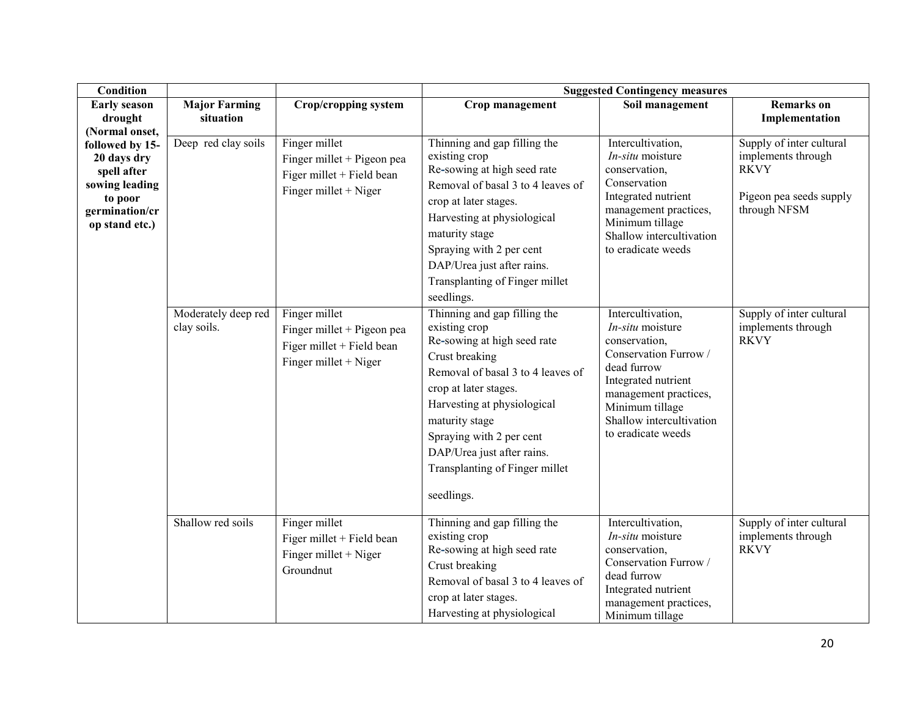| Condition | | | Suggested Contingency measures | | |
|---|---|---|---|---|---|
| **Early season drought (Normal onset, followed by 15-20 days dry spell after sowing leading to poor germination/crop stand etc.)** | **Major Farming situation** | **Crop/cropping system** | **Crop management** | **Soil management** | **Remarks on Implementation** |
| | Deep red clay soils | Finger millet<br>Finger millet + Pigeon pea<br>Figer millet + Field bean<br>Finger millet + Niger | Thinning and gap filling the existing crop<br>Re-sowing at high seed rate<br>Removal of basal 3 to 4 leaves of crop at later stages.<br>Harvesting at physiological maturity stage<br>Spraying with 2 per cent DAP/Urea just after rains.<br>Transplanting of Finger millet seedlings. | Intercultivation,<br>*In-situ* moisture conservation,<br>Conservation<br>Integrated nutrient management practices,<br>Minimum tillage<br>Shallow intercultivation to eradicate weeds | Supply of inter cultural implements through RKVY<br><br>Pigeon pea seeds supply through NFSM |
| | Moderately deep red clay soils. | Finger millet<br>Finger millet + Pigeon pea<br>Figer millet + Field bean<br>Finger millet + Niger | Thinning and gap filling the existing crop<br>Re-sowing at high seed rate<br>Crust breaking<br>Removal of basal 3 to 4 leaves of crop at later stages.<br>Harvesting at physiological maturity stage<br>Spraying with 2 per cent DAP/Urea just after rains.<br>Transplanting of Finger millet seedlings. | Intercultivation,<br>*In-situ* moisture conservation,<br>Conservation Furrow / dead furrow<br>Integrated nutrient management practices,<br>Minimum tillage<br>Shallow intercultivation to eradicate weeds | Supply of inter cultural implements through RKVY |
| | Shallow red soils | Finger millet<br>Figer millet + Field bean<br>Finger millet + Niger<br>Groundnut | Thinning and gap filling the existing crop<br>Re-sowing at high seed rate<br>Crust breaking<br>Removal of basal 3 to 4 leaves of crop at later stages.<br>Harvesting at physiological | Intercultivation,<br>*In-situ* moisture conservation,<br>Conservation Furrow / dead furrow<br>Integrated nutrient management practices,<br>Minimum tillage | Supply of inter cultural implements through RKVY |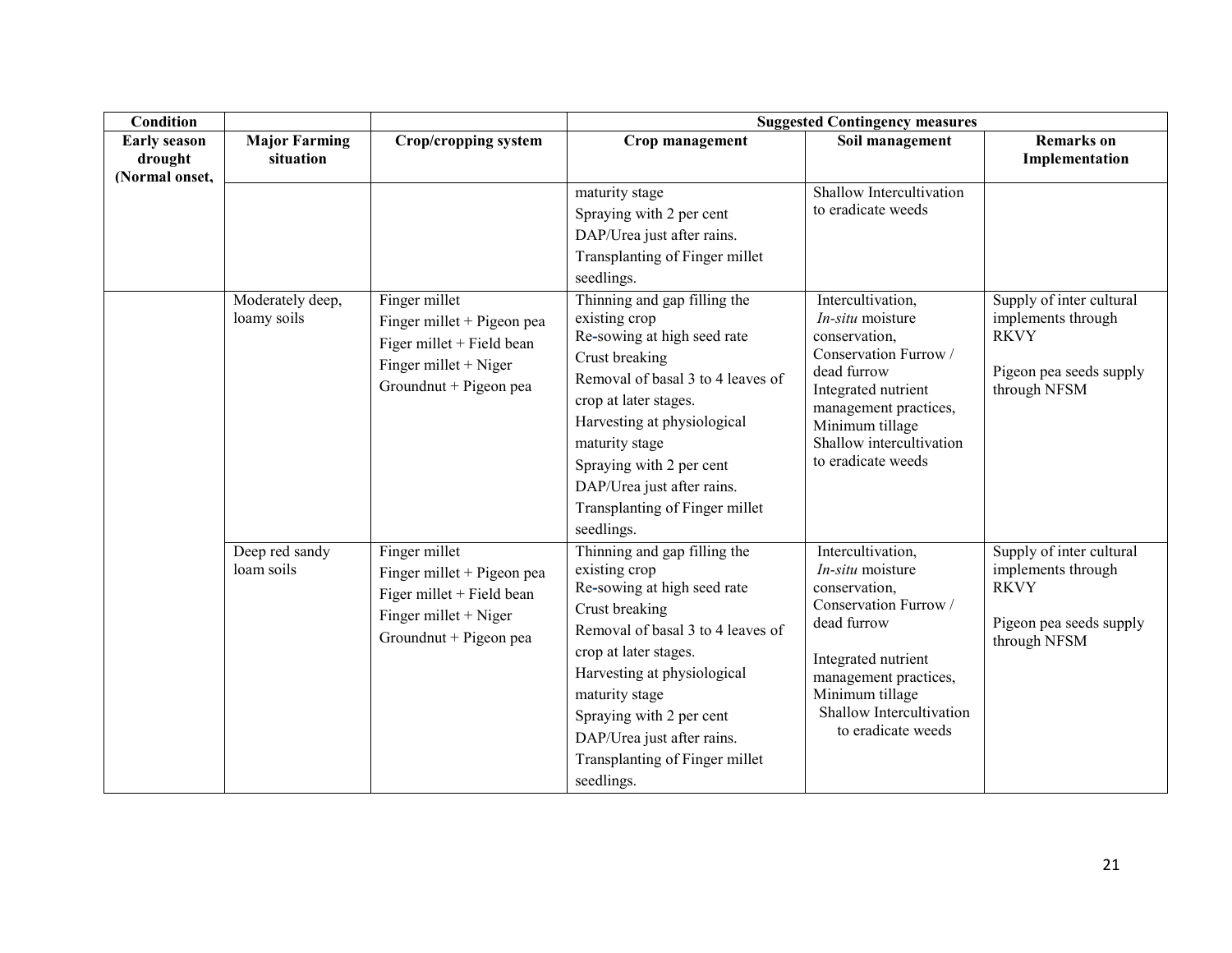| Condition | | | Suggested Contingency measures | | |
|---|---|---|---|---|---|
| **Early season drought (Normal onset,** | **Major Farming situation** | **Crop/cropping system** | **Crop management** | **Soil management** | **Remarks on Implementation** |
| | | | maturity stage<br>Spraying with 2 per cent DAP/Urea just after rains.<br>Transplanting of Finger millet seedlings. | Shallow Intercultivation to eradicate weeds | |
| | Moderately deep, loamy soils | Finger millet<br>Finger millet + Pigeon pea<br>Figer millet + Field bean<br>Finger millet + Niger<br>Groundnut + Pigeon pea | Thinning and gap filling the existing crop<br>Re-sowing at high seed rate<br>Crust breaking<br>Removal of basal 3 to 4 leaves of crop at later stages.<br>Harvesting at physiological maturity stage<br>Spraying with 2 per cent DAP/Urea just after rains.<br>Transplanting of Finger millet seedlings. | Intercultivation,<br>*In-situ* moisture conservation,<br>Conservation Furrow / dead furrow<br>Integrated nutrient management practices,<br>Minimum tillage<br>Shallow intercultivation to eradicate weeds | Supply of inter cultural implements through RKVY<br><br>Pigeon pea seeds supply through NFSM |
| | Deep red sandy loam soils | Finger millet<br>Finger millet + Pigeon pea<br>Figer millet + Field bean<br>Finger millet + Niger<br>Groundnut + Pigeon pea | Thinning and gap filling the existing crop<br>Re-sowing at high seed rate<br>Crust breaking<br>Removal of basal 3 to 4 leaves of crop at later stages.<br>Harvesting at physiological maturity stage<br>Spraying with 2 per cent DAP/Urea just after rains.<br>Transplanting of Finger millet seedlings. | Intercultivation,<br>*In-situ* moisture conservation,<br>Conservation Furrow / dead furrow<br><br>Integrated nutrient management practices,<br>Minimum tillage<br>Shallow Intercultivation to eradicate weeds | Supply of inter cultural implements through RKVY<br><br>Pigeon pea seeds supply through NFSM |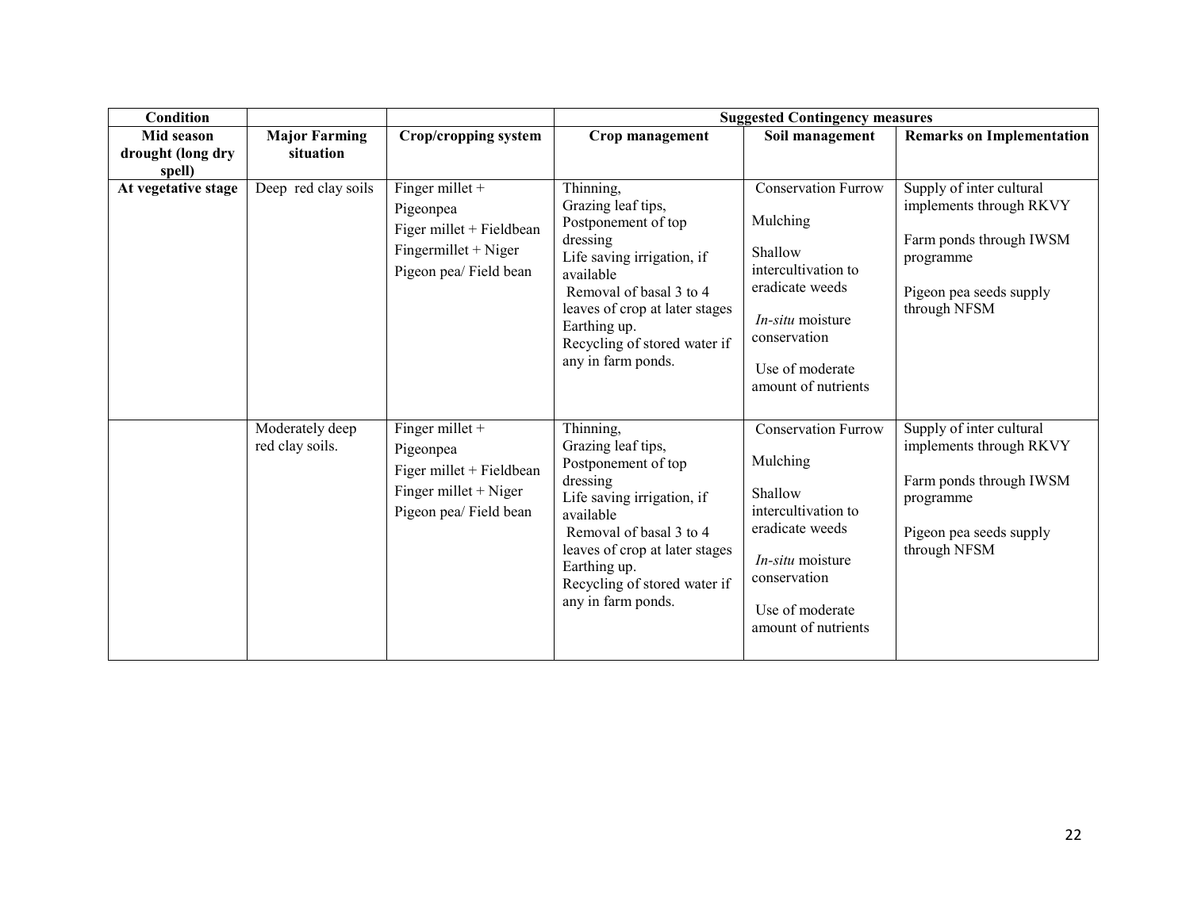| Condition | | | Suggested Contingency measures | | |
|---|---|---|---|---|---|
| **Mid season drought (long dry spell)** | **Major Farming situation** | **Crop/cropping system** | **Crop management** | **Soil management** | **Remarks on Implementation** |
| **At vegetative stage** | Deep red clay soils | Finger millet + Pigeonpea<br>Figer millet + Fieldbean<br>Fingermillet + Niger<br>Pigeon pea/ Field bean | Thinning,<br>Grazing leaf tips,<br>Postponement of top dressing<br>Life saving irrigation, if available<br>Removal of basal 3 to 4 leaves of crop at later stages<br>Earthing up.<br>Recycling of stored water if any in farm ponds. | Conservation Furrow<br>Mulching<br>Shallow intercultivation to eradicate weeds<br>*In-situ* moisture conservation<br>Use of moderate amount of nutrients | Supply of inter cultural implements through RKVY<br>Farm ponds through IWSM programme<br>Pigeon pea seeds supply through NFSM |
| | Moderately deep red clay soils. | Finger millet + Pigeonpea<br>Figer millet + Fieldbean<br>Finger millet + Niger<br>Pigeon pea/ Field bean | Thinning,<br>Grazing leaf tips,<br>Postponement of top dressing<br>Life saving irrigation, if available<br>Removal of basal 3 to 4 leaves of crop at later stages<br>Earthing up.<br>Recycling of stored water if any in farm ponds. | Conservation Furrow<br>Mulching<br>Shallow intercultivation to eradicate weeds<br>*In-situ* moisture conservation<br>Use of moderate amount of nutrients | Supply of inter cultural implements through RKVY<br>Farm ponds through IWSM programme<br>Pigeon pea seeds supply through NFSM |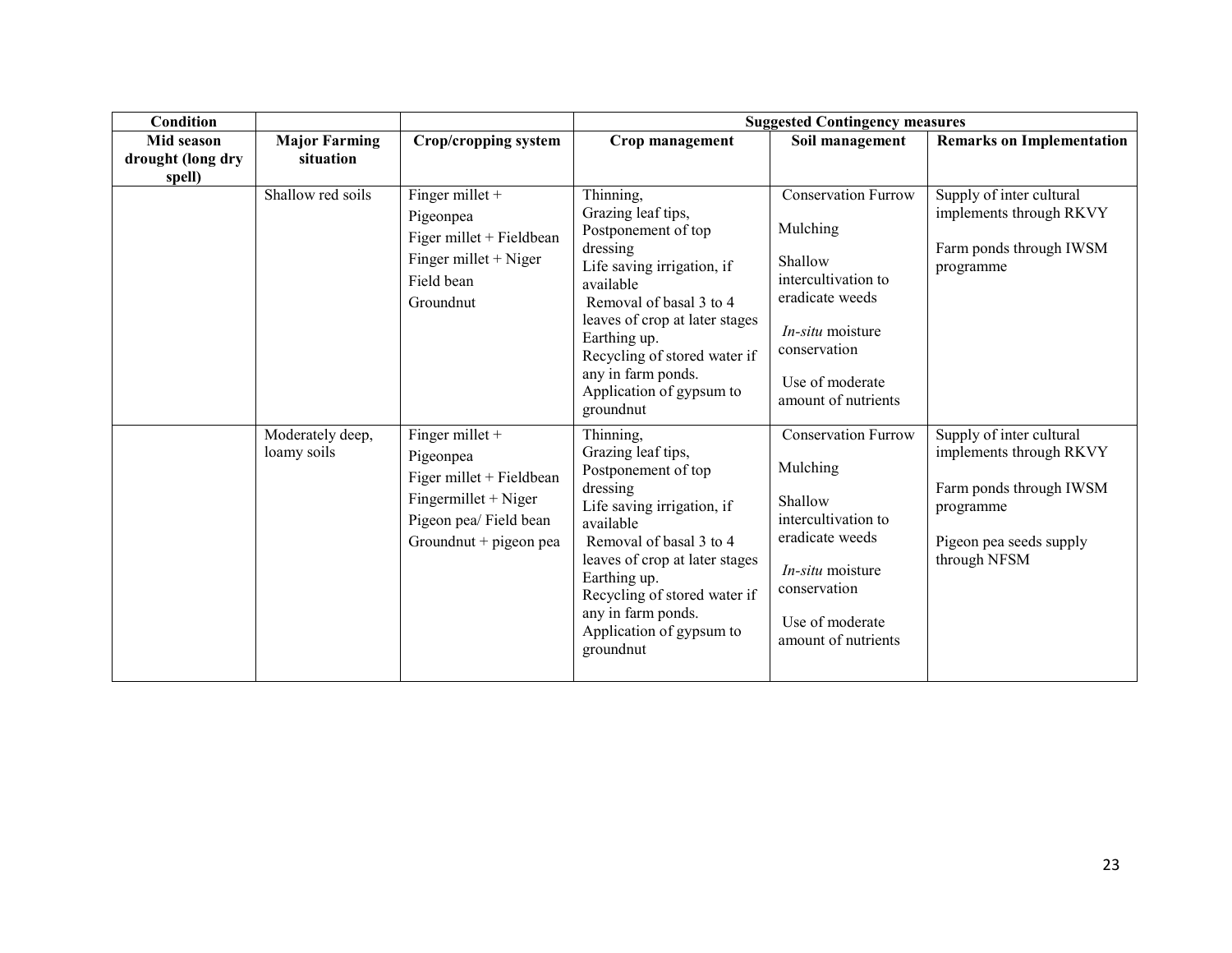| Condition | | | Suggested Contingency measures | | |
|---|---|---|---|---|---|
| **Mid season drought (long dry spell)** | **Major Farming situation** | **Crop/cropping system** | **Crop management** | **Soil management** | **Remarks on Implementation** |
| | Shallow red soils | Finger millet + Pigeonpea<br>Figer millet + Fieldbean<br>Finger millet + Niger<br>Field bean<br>Groundnut | Thinning,<br>Grazing leaf tips,<br>Postponement of top dressing<br>Life saving irrigation, if available<br>Removal of basal 3 to 4 leaves of crop at later stages<br>Earthing up.<br>Recycling of stored water if any in farm ponds.<br>Application of gypsum to groundnut | Conservation Furrow<br>Mulching<br>Shallow intercultivation to eradicate weeds<br>*In-situ* moisture conservation<br>Use of moderate amount of nutrients | Supply of inter cultural implements through RKVY<br>Farm ponds through IWSM programme |
| | Moderately deep, loamy soils | Finger millet + Pigeonpea<br>Figer millet + Fieldbean<br>Fingermillet + Niger<br>Pigeon pea/ Field bean<br>Groundnut + pigeon pea | Thinning,<br>Grazing leaf tips,<br>Postponement of top dressing<br>Life saving irrigation, if available<br>Removal of basal 3 to 4 leaves of crop at later stages<br>Earthing up.<br>Recycling of stored water if any in farm ponds.<br>Application of gypsum to groundnut | Conservation Furrow<br>Mulching<br>Shallow intercultivation to eradicate weeds<br>*In-situ* moisture conservation<br>Use of moderate amount of nutrients | Supply of inter cultural implements through RKVY<br>Farm ponds through IWSM programme<br>Pigeon pea seeds supply through NFSM |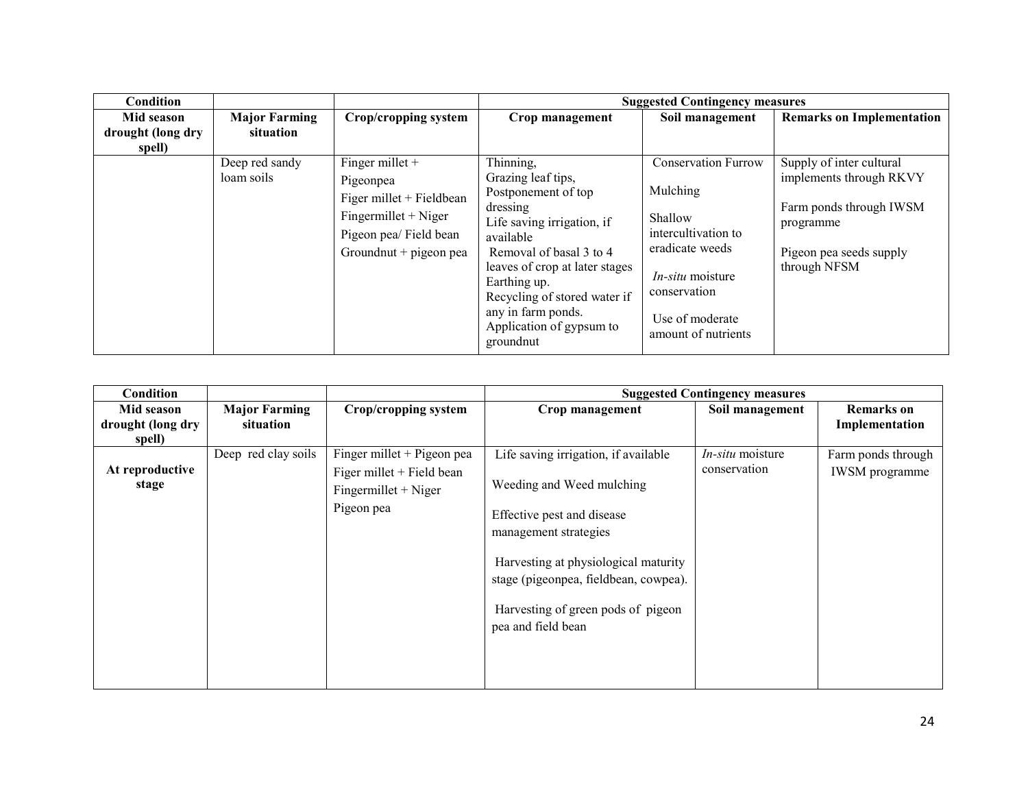| Condition | | | Suggested Contingency measures | | |
|---|---|---|---|---|---|
| **Mid season drought (long dry spell)** | **Major Farming situation** | **Crop/cropping system** | **Crop management** | **Soil management** | **Remarks on Implementation** |
| | Deep red sandy loam soils | Finger millet + Pigeonpea<br>Figer millet + Fieldbean<br>Fingermillet + Niger<br>Pigeon pea/ Field bean<br>Groundnut + pigeon pea | Thinning,<br>Grazing leaf tips,<br>Postponement of top dressing<br>Life saving irrigation, if available<br>Removal of basal 3 to 4 leaves of crop at later stages<br>Earthing up.<br>Recycling of stored water if any in farm ponds.<br>Application of gypsum to groundnut | Conservation Furrow<br><br>Mulching<br><br>Shallow intercultivation to eradicate weeds<br><br>*In-situ* moisture conservation<br><br>Use of moderate amount of nutrients | Supply of inter cultural implements through RKVY<br><br>Farm ponds through IWSM programme<br><br>Pigeon pea seeds supply through NFSM |

| Condition | | | Suggested Contingency measures | | |
|---|---|---|---|---|---|
| **Mid season drought (long dry spell)** | **Major Farming situation** | **Crop/cropping system** | **Crop management** | **Soil management** | **Remarks on Implementation** |
| **At reproductive stage** | Deep red clay soils | Finger millet + Pigeon pea<br>Figer millet + Field bean<br>Fingermillet + Niger<br>Pigeon pea | Life saving irrigation, if available<br><br>Weeding and Weed mulching<br><br>Effective pest and disease management strategies<br><br>Harvesting at physiological maturity stage (pigeonpea, fieldbean, cowpea).<br><br>Harvesting of green pods of pigeon pea and field bean | *In-situ* moisture conservation | Farm ponds through IWSM programme |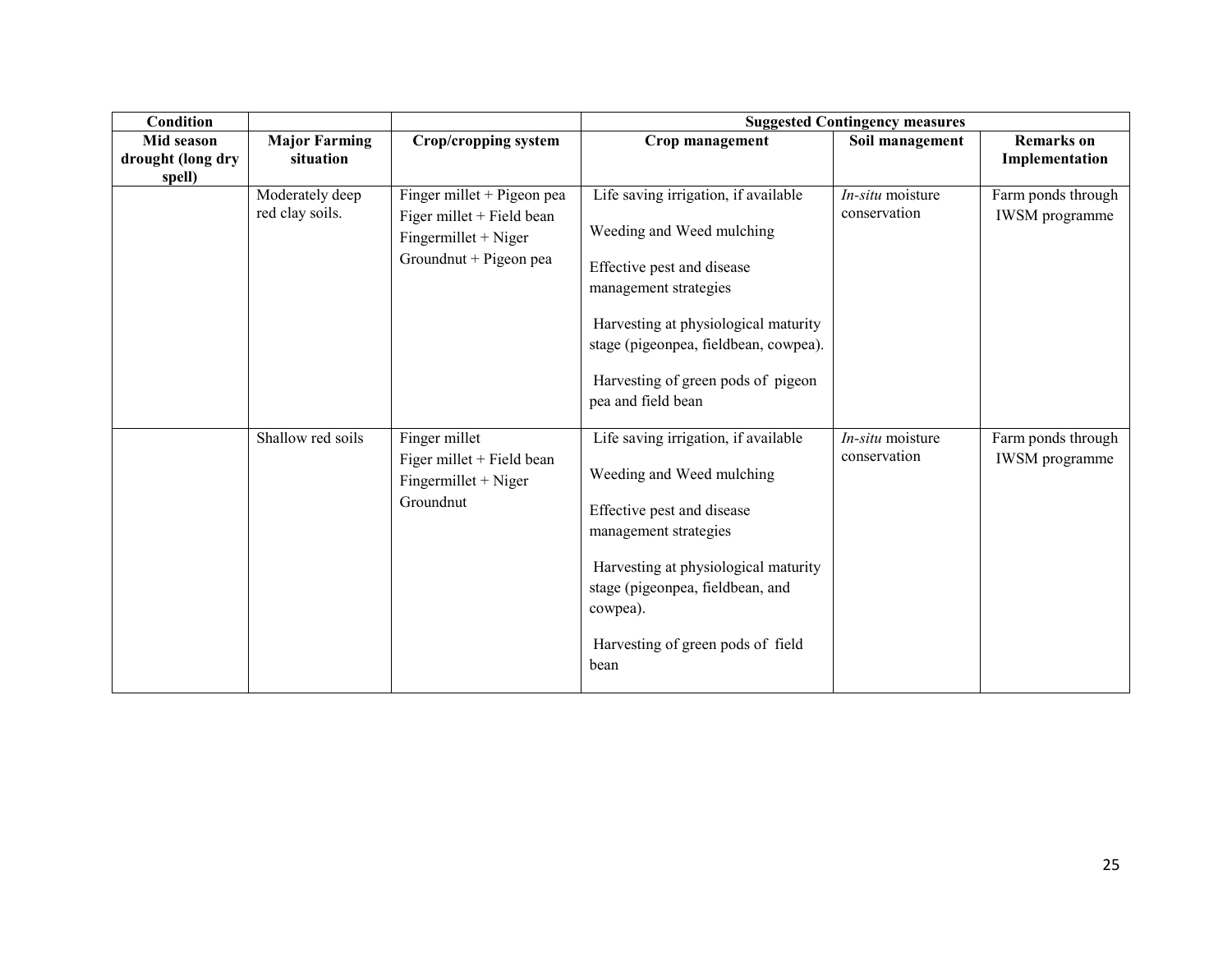| Condition | | | Suggested Contingency measures | | |
|---|---|---|---|---|---|
| **Mid season drought (long dry spell)** | **Major Farming situation** | **Crop/cropping system** | **Crop management** | **Soil management** | **Remarks on Implementation** |
| | Moderately deep red clay soils. | Finger millet + Pigeon pea<br>Figer millet + Field bean<br>Fingermillet + Niger<br>Groundnut + Pigeon pea | Life saving irrigation, if available<br><br>Weeding and Weed mulching<br><br>Effective pest and disease management strategies<br><br>Harvesting at physiological maturity stage (pigeonpea, fieldbean, cowpea).<br><br>Harvesting of green pods of pigeon pea and field bean | *In-situ* moisture conservation | Farm ponds through IWSM programme |
| | Shallow red soils | Finger millet<br>Figer millet + Field bean<br>Fingermillet + Niger<br>Groundnut | Life saving irrigation, if available<br><br>Weeding and Weed mulching<br><br>Effective pest and disease management strategies<br><br>Harvesting at physiological maturity stage (pigeonpea, fieldbean, and cowpea).<br><br>Harvesting of green pods of field bean | *In-situ* moisture conservation | Farm ponds through IWSM programme |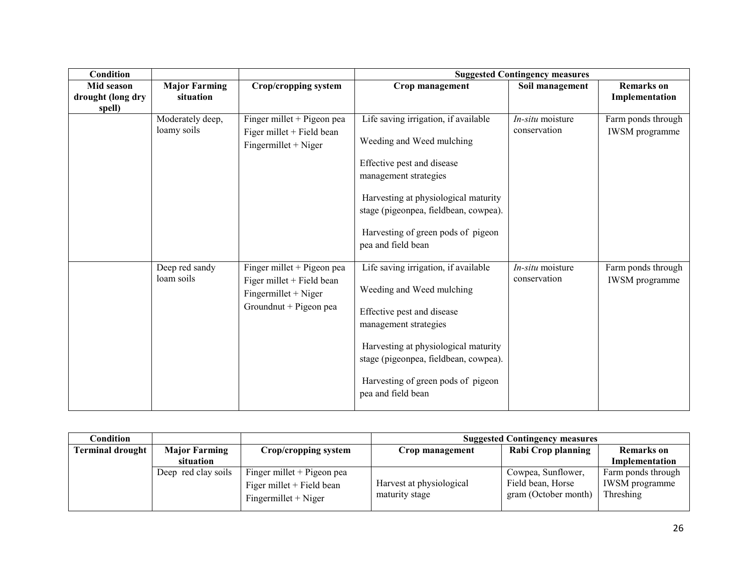| Condition | | | Suggested Contingency measures | | |
|---|---|---|---|---|---|
| **Mid season drought (long dry spell)** | **Major Farming situation** | **Crop/cropping system** | **Crop management** | **Soil management** | **Remarks on Implementation** |
| | Moderately deep, loamy soils | Finger millet + Pigeon pea<br>Figer millet + Field bean<br>Fingermillet + Niger | Life saving irrigation, if available<br><br>Weeding and Weed mulching<br><br>Effective pest and disease management strategies<br><br>Harvesting at physiological maturity stage (pigeonpea, fieldbean, cowpea).<br><br>Harvesting of green pods of pigeon pea and field bean | *In-situ* moisture conservation | Farm ponds through IWSM programme |
| | Deep red sandy loam soils | Finger millet + Pigeon pea<br>Figer millet + Field bean<br>Fingermillet + Niger<br>Groundnut + Pigeon pea | Life saving irrigation, if available<br><br>Weeding and Weed mulching<br><br>Effective pest and disease management strategies<br><br>Harvesting at physiological maturity stage (pigeonpea, fieldbean, cowpea).<br><br>Harvesting of green pods of pigeon pea and field bean | *In-situ* moisture conservation | Farm ponds through IWSM programme |

| Condition | | | Suggested Contingency measures | | |
|---|---|---|---|---|---|
| **Terminal drought** | **Major Farming situation** | **Crop/cropping system** | **Crop management** | **Rabi Crop planning** | **Remarks on Implementation** |
| | Deep red clay soils | Finger millet + Pigeon pea<br>Figer millet + Field bean<br>Fingermillet + Niger | Harvest at physiological maturity stage | Cowpea, Sunflower, Field bean, Horse gram (October month) | Farm ponds through IWSM programme<br>Threshing |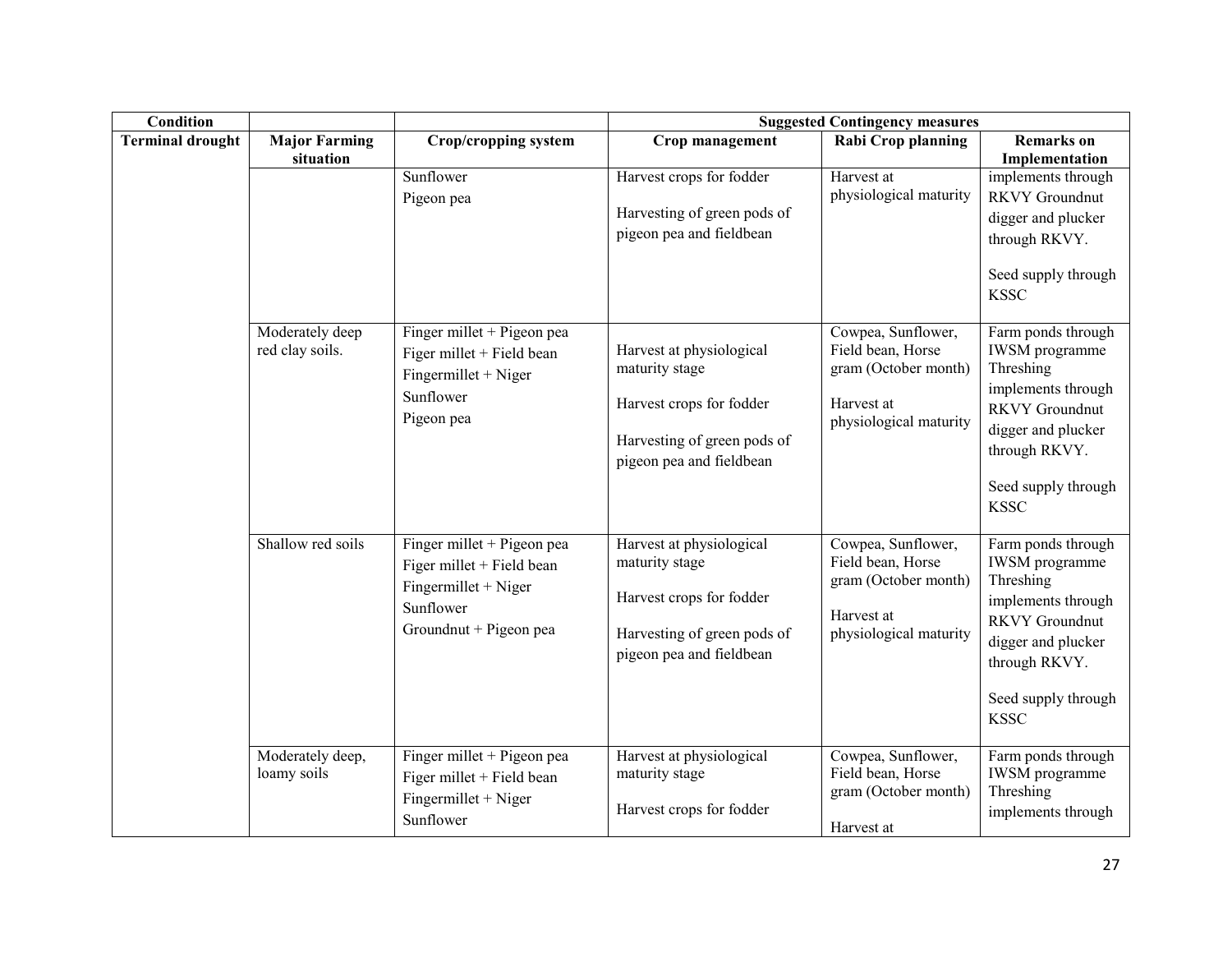| Condition | | | Suggested Contingency measures | | |
|---|---|---|---|---|---|
| Terminal drought | Major Farming situation | Crop/cropping system | Crop management | Rabi Crop planning | Remarks on Implementation |
| | | Sunflower<br>Pigeon pea | Harvest crops for fodder<br><br>Harvesting of green pods of pigeon pea and fieldbean | Harvest at physiological maturity | implements through RKVY Groundnut digger and plucker through RKVY.<br><br>Seed supply through KSSC |
| | Moderately deep red clay soils. | Finger millet + Pigeon pea<br>Figer millet + Field bean<br>Fingermillet + Niger<br>Sunflower<br>Pigeon pea | Harvest at physiological maturity stage<br><br>Harvest crops for fodder<br><br>Harvesting of green pods of pigeon pea and fieldbean | Cowpea, Sunflower, Field bean, Horse gram (October month)<br><br>Harvest at physiological maturity | Farm ponds through IWSM programme Threshing implements through RKVY Groundnut digger and plucker through RKVY.<br><br>Seed supply through KSSC |
| | Shallow red soils | Finger millet + Pigeon pea<br>Figer millet + Field bean<br>Fingermillet + Niger<br>Sunflower<br>Groundnut + Pigeon pea | Harvest at physiological maturity stage<br><br>Harvest crops for fodder<br><br>Harvesting of green pods of pigeon pea and fieldbean | Cowpea, Sunflower, Field bean, Horse gram (October month)<br><br>Harvest at physiological maturity | Farm ponds through IWSM programme Threshing implements through RKVY Groundnut digger and plucker through RKVY.<br><br>Seed supply through KSSC |
| | Moderately deep, loamy soils | Finger millet + Pigeon pea<br>Figer millet + Field bean<br>Fingermillet + Niger<br>Sunflower | Harvest at physiological maturity stage<br><br>Harvest crops for fodder | Cowpea, Sunflower, Field bean, Horse gram (October month)<br><br>Harvest at | Farm ponds through IWSM programme Threshing implements through |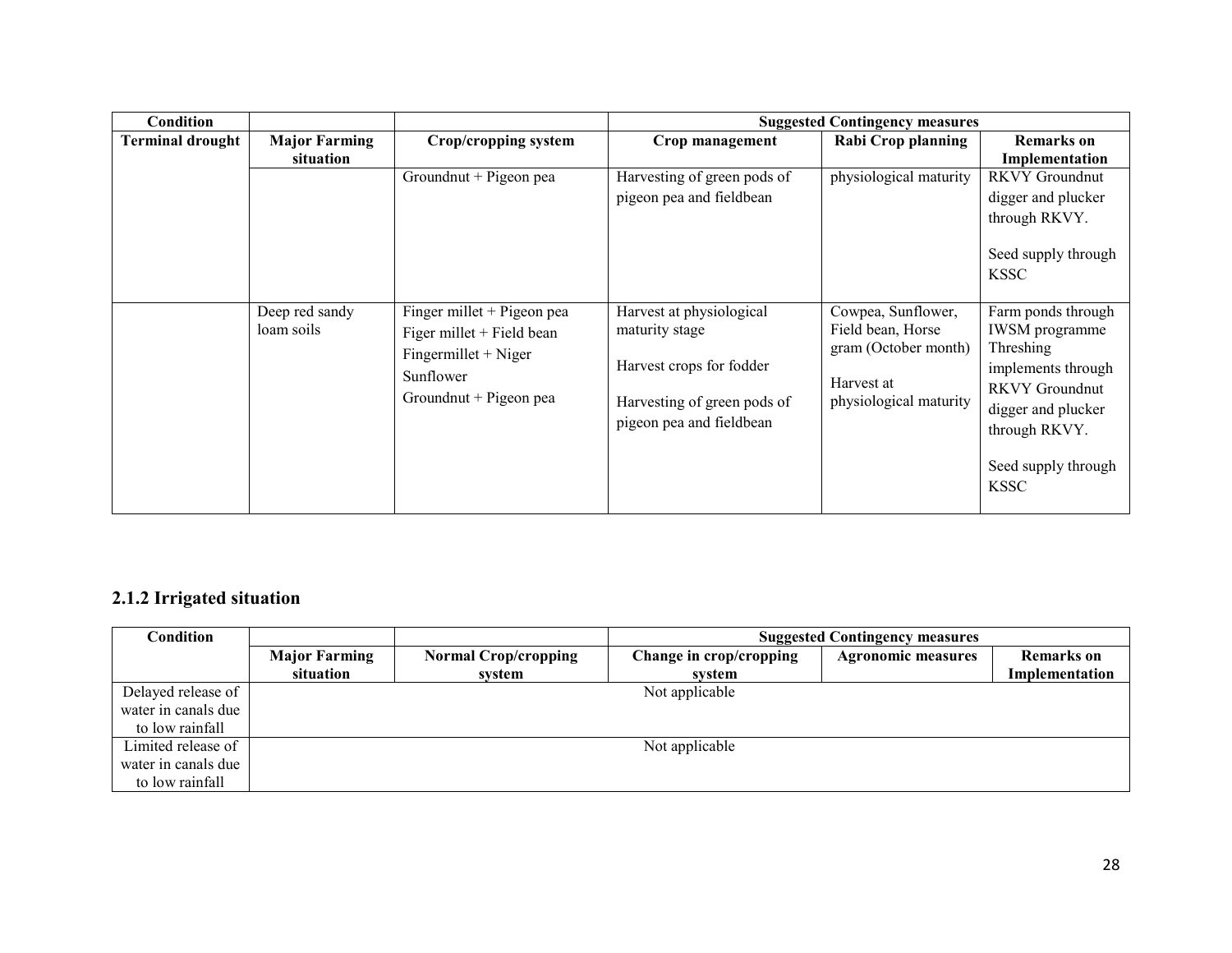| Condition | | | Suggested Contingency measures | | |
|---|---|---|---|---|---|
| Terminal drought | Major Farming situation | Crop/cropping system | Crop management | Rabi Crop planning | Remarks on Implementation |
| | | Groundnut + Pigeon pea | Harvesting of green pods of pigeon pea and fieldbean | physiological maturity | RKVY Groundnut digger and plucker through RKVY.<br><br>Seed supply through KSSC |
| | Deep red sandy loam soils | Finger millet + Pigeon pea<br>Figer millet + Field bean<br>Fingermillet + Niger<br>Sunflower<br>Groundnut + Pigeon pea | Harvest at physiological maturity stage<br><br>Harvest crops for fodder<br><br>Harvesting of green pods of pigeon pea and fieldbean | Cowpea, Sunflower, Field bean, Horse gram (October month)<br><br>Harvest at physiological maturity | Farm ponds through IWSM programme Threshing implements through RKVY Groundnut digger and plucker through RKVY.<br><br>Seed supply through KSSC |

## 2.1.2 Irrigated situation

| Condition | | | Suggested Contingency measures | | |
|---|---|---|---|---|---|
| | Major Farming situation | Normal Crop/cropping system | Change in crop/cropping system | Agronomic measures | Remarks on Implementation |
| Delayed release of water in canals due to low rainfall | Not applicable | | | | |
| Limited release of water in canals due to low rainfall | Not applicable | | | | |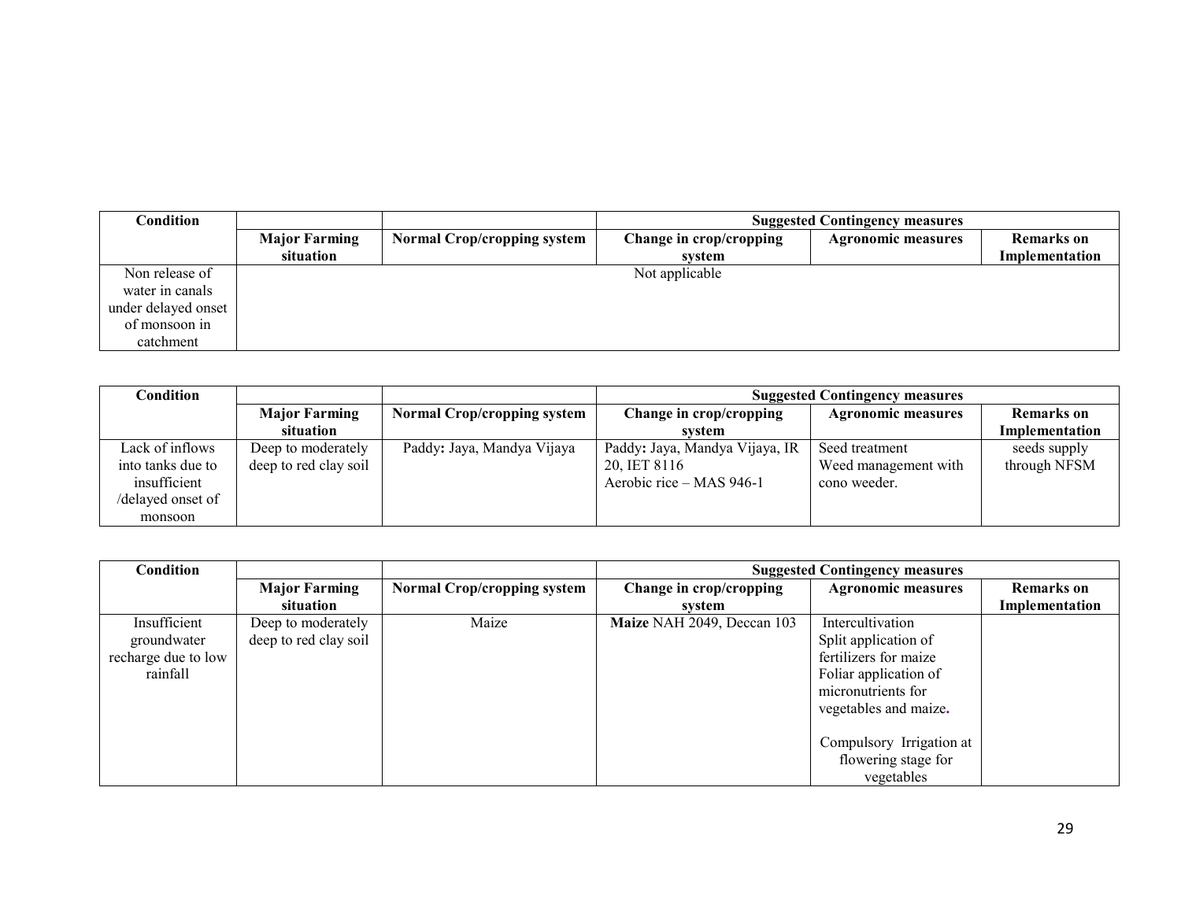| Condition | | | Suggested Contingency measures | | |
|---|---|---|---|---|---|
| | Major Farming situation | Normal Crop/cropping system | Change in crop/cropping system | Agronomic measures | Remarks on Implementation |
| Non release of water in canals under delayed onset of monsoon in catchment | Not applicable | | | | |

| Condition | | | Suggested Contingency measures | | |
|---|---|---|---|---|---|
| | Major Farming situation | Normal Crop/cropping system | Change in crop/cropping system | Agronomic measures | Remarks on Implementation |
| Lack of inflows into tanks due to insufficient /delayed onset of monsoon | Deep to moderately deep to red clay soil | Paddy**:** Jaya, Mandya Vijaya | Paddy**:** Jaya, Mandya Vijaya, IR 20, IET 8116<br>Aerobic rice – MAS 946-1 | Seed treatment<br>Weed management with cono weeder. | seeds supply through NFSM |

| Condition | | | Suggested Contingency measures | | |
|---|---|---|---|---|---|
| | Major Farming situation | Normal Crop/cropping system | Change in crop/cropping system | Agronomic measures | Remarks on Implementation |
| Insufficient groundwater recharge due to low rainfall | Deep to moderately deep to red clay soil | Maize | **Maize** NAH 2049, Deccan 103 | Intercultivation<br>Split application of fertilizers for maize<br>Foliar application of micronutrients for vegetables and maize.<br><br>Compulsory Irrigation at flowering stage for vegetables | |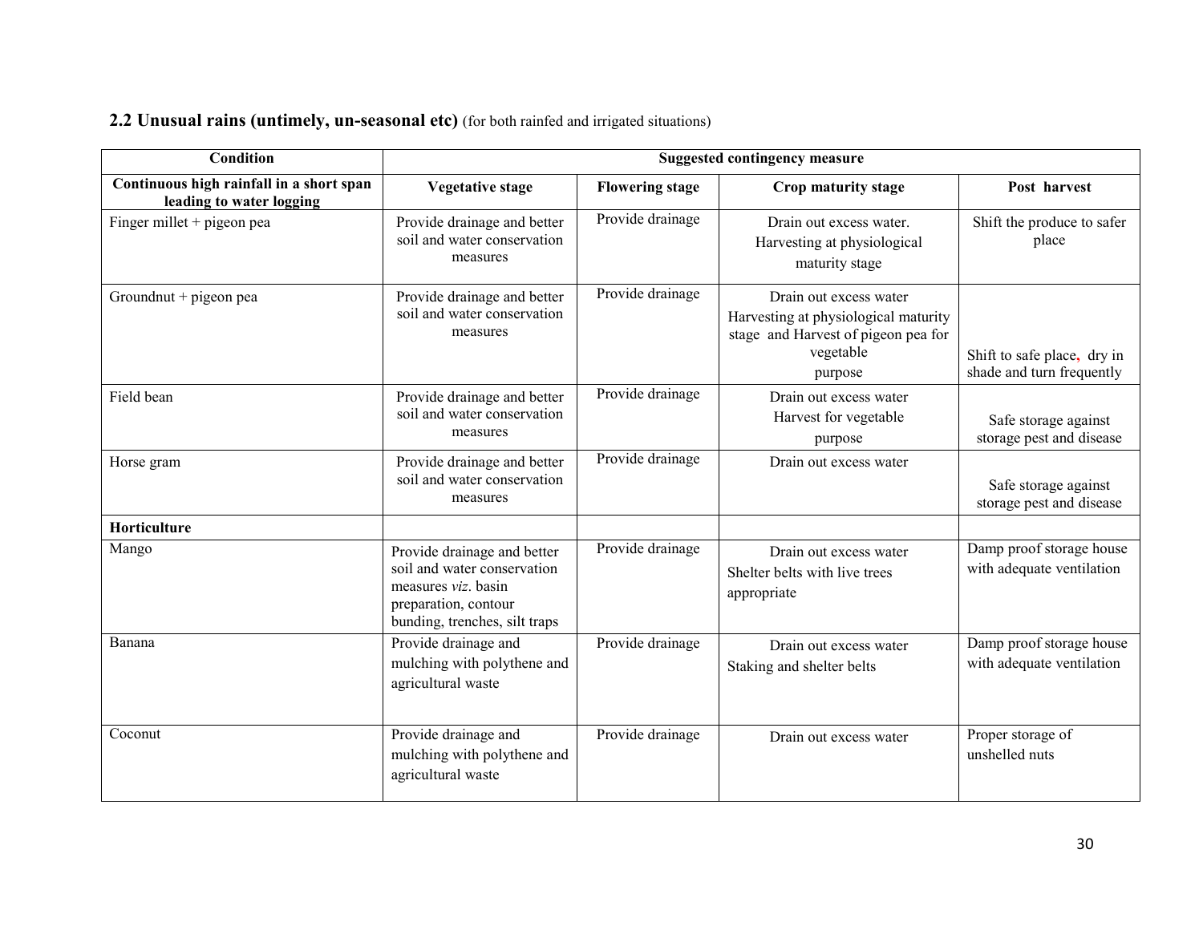## **2.2 Unusual rains (untimely, un-seasonal etc)** (for both rainfed and irrigated situations)

| Condition | Suggested contingency measure | | | |
|---|---|---|---|---|
| **Continuous high rainfall in a short span leading to water logging** | **Vegetative stage** | **Flowering stage** | **Crop maturity stage** | **Post harvest** |
| Finger millet + pigeon pea | Provide drainage and better soil and water conservation measures | Provide drainage | Drain out excess water. Harvesting at physiological maturity stage | Shift the produce to safer place |
| Groundnut + pigeon pea | Provide drainage and better soil and water conservation measures | Provide drainage | Drain out excess water Harvesting at physiological maturity stage and Harvest of pigeon pea for vegetable purpose | Shift to safe place, dry in shade and turn frequently |
| Field bean | Provide drainage and better soil and water conservation measures | Provide drainage | Drain out excess water Harvest for vegetable purpose | Safe storage against storage pest and disease |
| Horse gram | Provide drainage and better soil and water conservation measures | Provide drainage | Drain out excess water | Safe storage against storage pest and disease |
| **Horticulture** | | | | |
| Mango | Provide drainage and better soil and water conservation measures *viz*. basin preparation, contour bunding, trenches, silt traps | Provide drainage | Drain out excess water Shelter belts with live trees appropriate | Damp proof storage house with adequate ventilation |
| Banana | Provide drainage and mulching with polythene and agricultural waste | Provide drainage | Drain out excess water Staking and shelter belts | Damp proof storage house with adequate ventilation |
| Coconut | Provide drainage and mulching with polythene and agricultural waste | Provide drainage | Drain out excess water | Proper storage of unshelled nuts |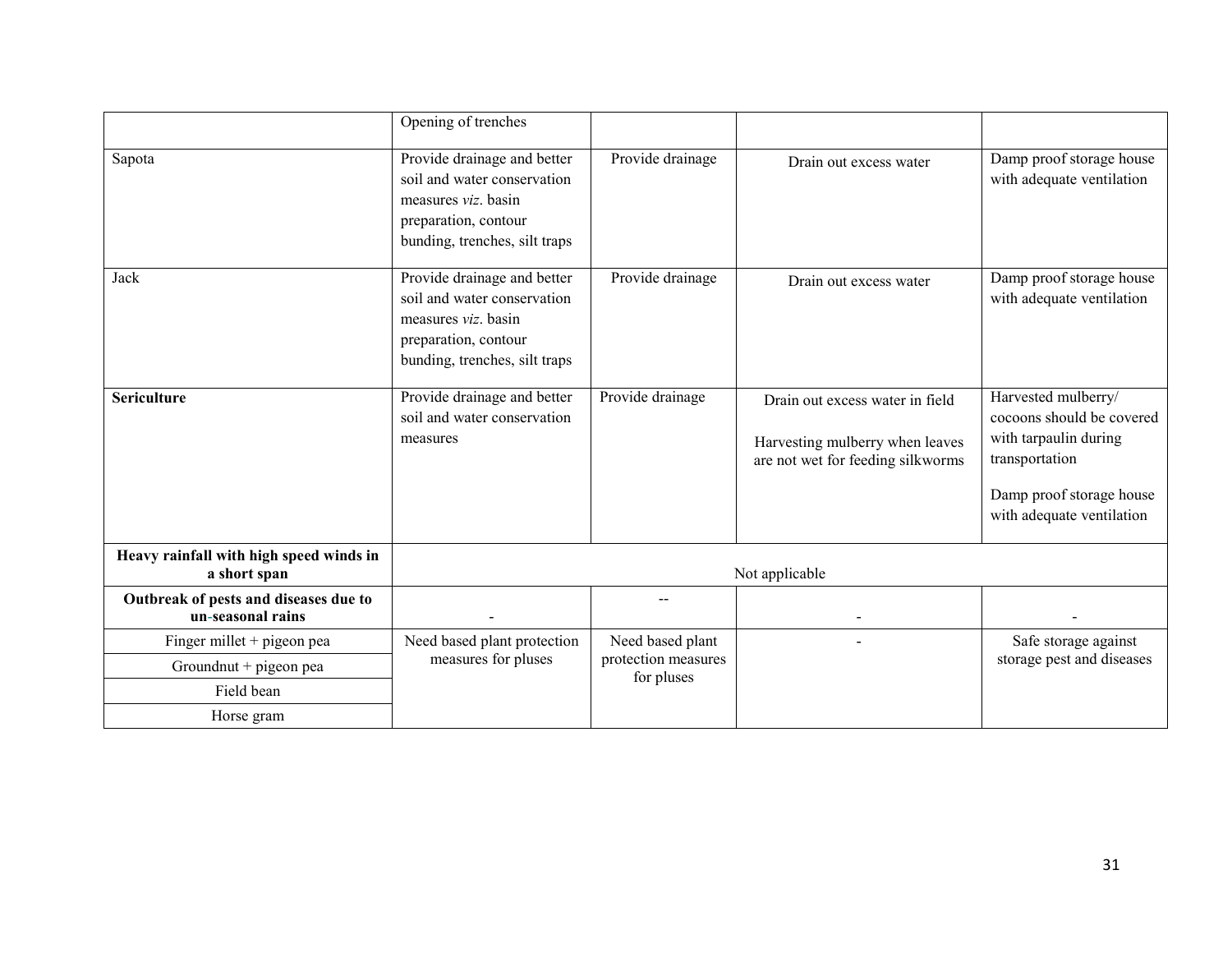| | | | | |
|---|---|---|---|---|
| | Opening of trenches | | | |
| Sapota | Provide drainage and better soil and water conservation measures *viz*. basin preparation, contour bunding, trenches, silt traps | Provide drainage | Drain out excess water | Damp proof storage house with adequate ventilation |
| Jack | Provide drainage and better soil and water conservation measures *viz*. basin preparation, contour bunding, trenches, silt traps | Provide drainage | Drain out excess water | Damp proof storage house with adequate ventilation |
| **Sericulture** | Provide drainage and better soil and water conservation measures | Provide drainage | Drain out excess water in field<br><br>Harvesting mulberry when leaves are not wet for feeding silkworms | Harvested mulberry/ cocoons should be covered with tarpaulin during transportation<br><br>Damp proof storage house with adequate ventilation |
| **Heavy rainfall with high speed winds in a short span** | Not applicable | | | |
| **Outbreak of pests and diseases due to un-seasonal rains** | - | -- | - | - |
| Finger millet + pigeon pea | Need based plant protection measures for pluses | Need based plant protection measures for pluses | - | Safe storage against storage pest and diseases |
| Groundnut + pigeon pea | | | | |
| Field bean | | | | |
| Horse gram | | | | |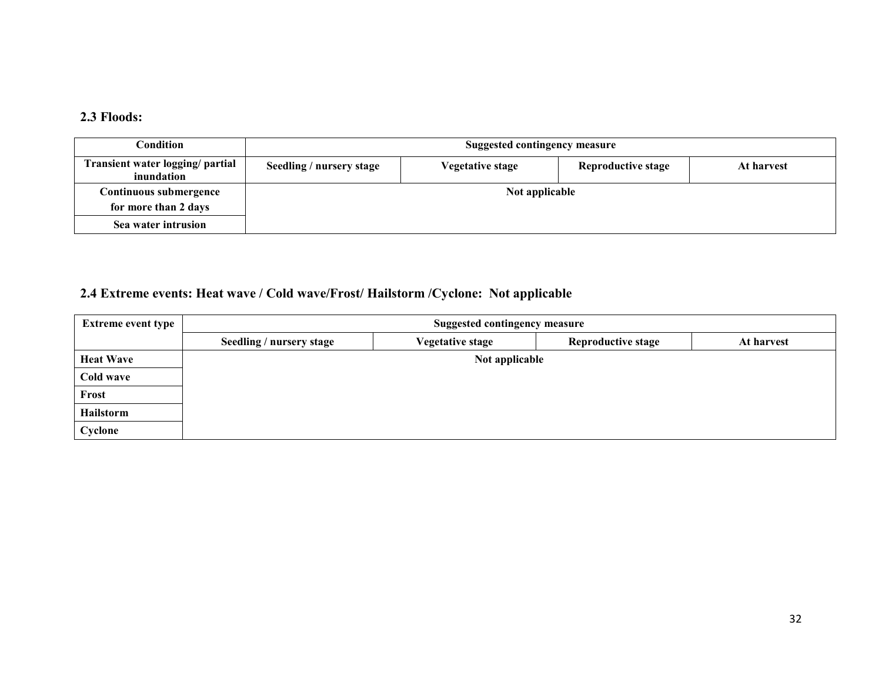### 2.3 Floods:

| Condition | Suggested contingency measure | | | |
|---|---|---|---|---|
| Transient water logging/ partial inundation | Seedling / nursery stage | Vegetative stage | Reproductive stage | At harvest |
| Continuous submergence for more than 2 days | Not applicable | | | |
| Sea water intrusion | | | | |

### 2.4 Extreme events: Heat wave / Cold wave/Frost/ Hailstorm /Cyclone: Not applicable

| Extreme event type | Suggested contingency measure | | | |
|---|---|---|---|---|
| | Seedling / nursery stage | Vegetative stage | Reproductive stage | At harvest |
| Heat Wave | Not applicable | | | |
| Cold wave | | | | |
| Frost | | | | |
| Hailstorm | | | | |
| Cyclone | | | | |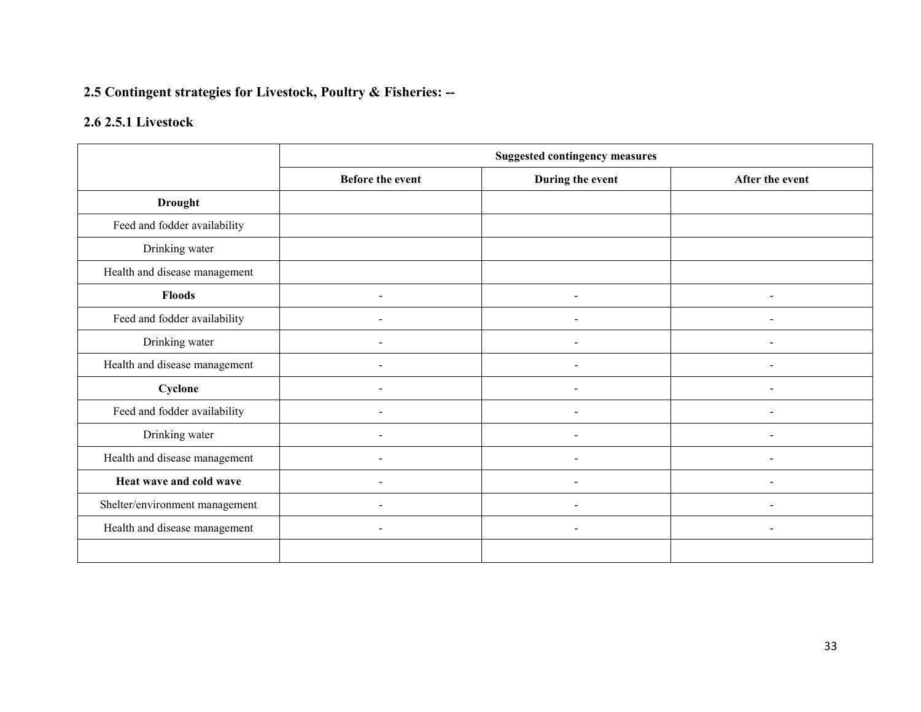## 2.5 Contingent strategies for Livestock, Poultry & Fisheries: --

### 2.6 2.5.1 Livestock

| | Suggested contingency measures | | |
|---|---|---|---|
| | Before the event | During the event | After the event |
| **Drought** | | | |
| Feed and fodder availability | | | |
| Drinking water | | | |
| Health and disease management | | | |
| **Floods** | - | - | - |
| Feed and fodder availability | - | - | - |
| Drinking water | - | - | - |
| Health and disease management | - | - | - |
| **Cyclone** | - | - | - |
| Feed and fodder availability | - | - | - |
| Drinking water | - | - | - |
| Health and disease management | - | - | - |
| **Heat wave and cold wave** | - | - | - |
| Shelter/environment management | - | - | - |
| Health and disease management | - | - | - |
| | | | |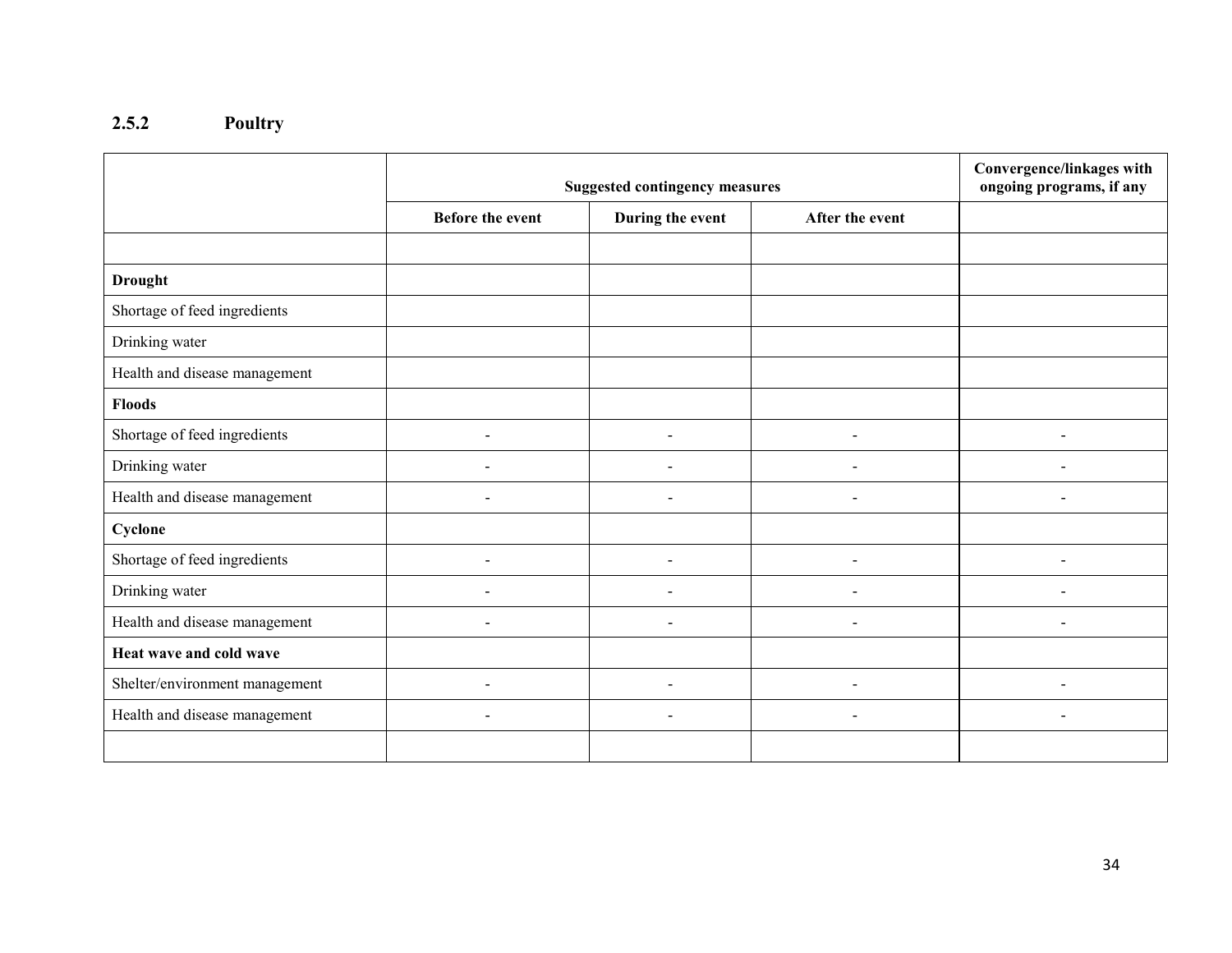## 2.5.2 Poultry

| | Suggested contingency measures | | | Convergence/linkages with ongoing programs, if any |
|---|---|---|---|---|
| | Before the event | During the event | After the event | |
| | | | | |
| **Drought** | | | | |
| Shortage of feed ingredients | | | | |
| Drinking water | | | | |
| Health and disease management | | | | |
| **Floods** | | | | |
| Shortage of feed ingredients | - | - | - | - |
| Drinking water | - | - | - | - |
| Health and disease management | - | - | - | - |
| **Cyclone** | | | | |
| Shortage of feed ingredients | - | - | - | - |
| Drinking water | - | - | - | - |
| Health and disease management | - | - | - | - |
| **Heat wave and cold wave** | | | | |
| Shelter/environment management | - | - | - | - |
| Health and disease management | - | - | - | - |
| | | | | |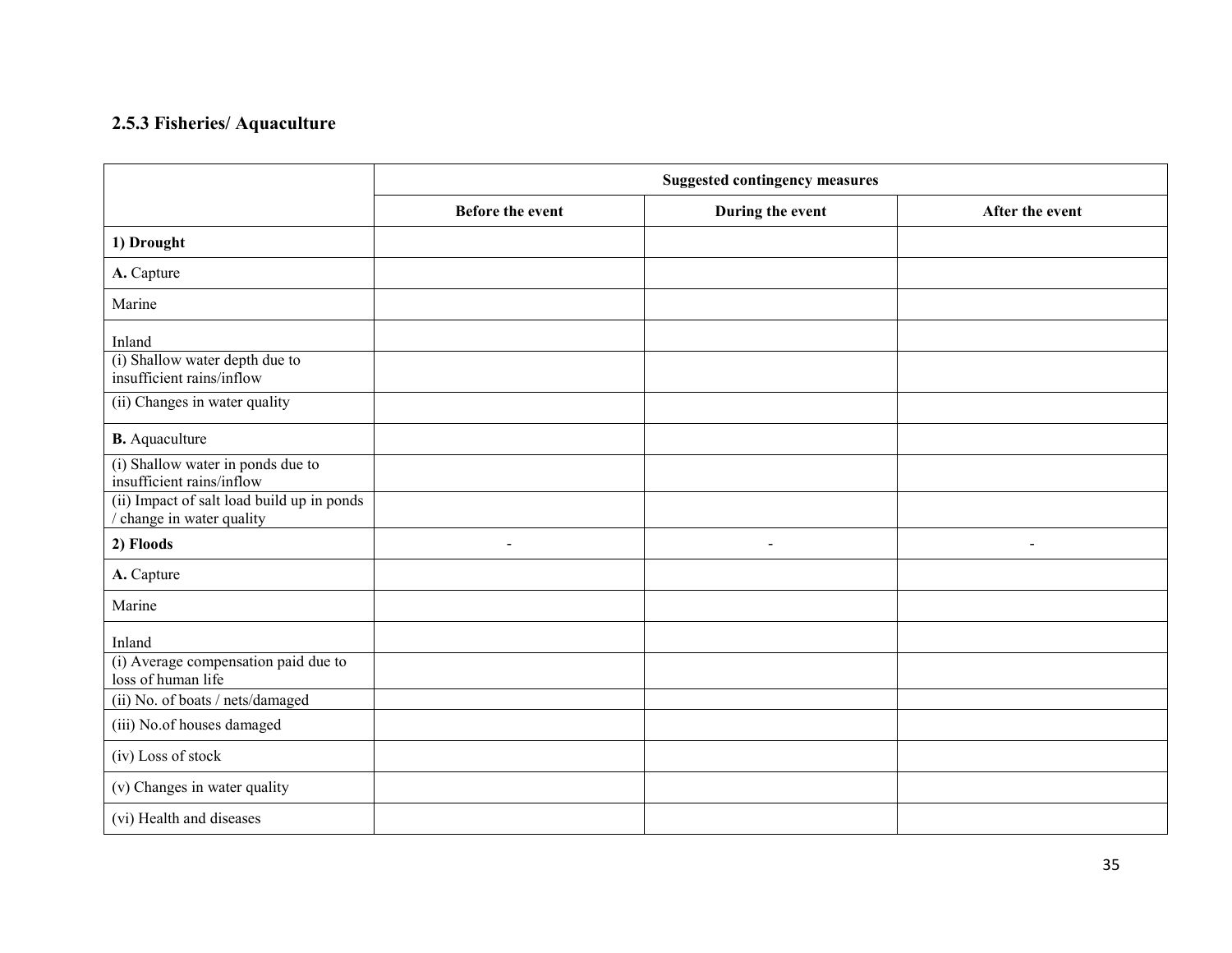### 2.5.3 Fisheries/ Aquaculture

| | Suggested contingency measures | | |
|---|---|---|---|
| | Before the event | During the event | After the event |
| **1) Drought** | | | |
| **A.** Capture | | | |
| Marine | | | |
| Inland | | | |
| (i) Shallow water depth due to insufficient rains/inflow | | | |
| (ii) Changes in water quality | | | |
| **B.** Aquaculture | | | |
| (i) Shallow water in ponds due to insufficient rains/inflow | | | |
| (ii) Impact of salt load build up in ponds / change in water quality | | | |
| **2) Floods** | - | - | - |
| **A.** Capture | | | |
| Marine | | | |
| Inland | | | |
| (i) Average compensation paid due to loss of human life | | | |
| (ii) No. of boats / nets/damaged | | | |
| (iii) No.of houses damaged | | | |
| (iv) Loss of stock | | | |
| (v) Changes in water quality | | | |
| (vi) Health and diseases | | | |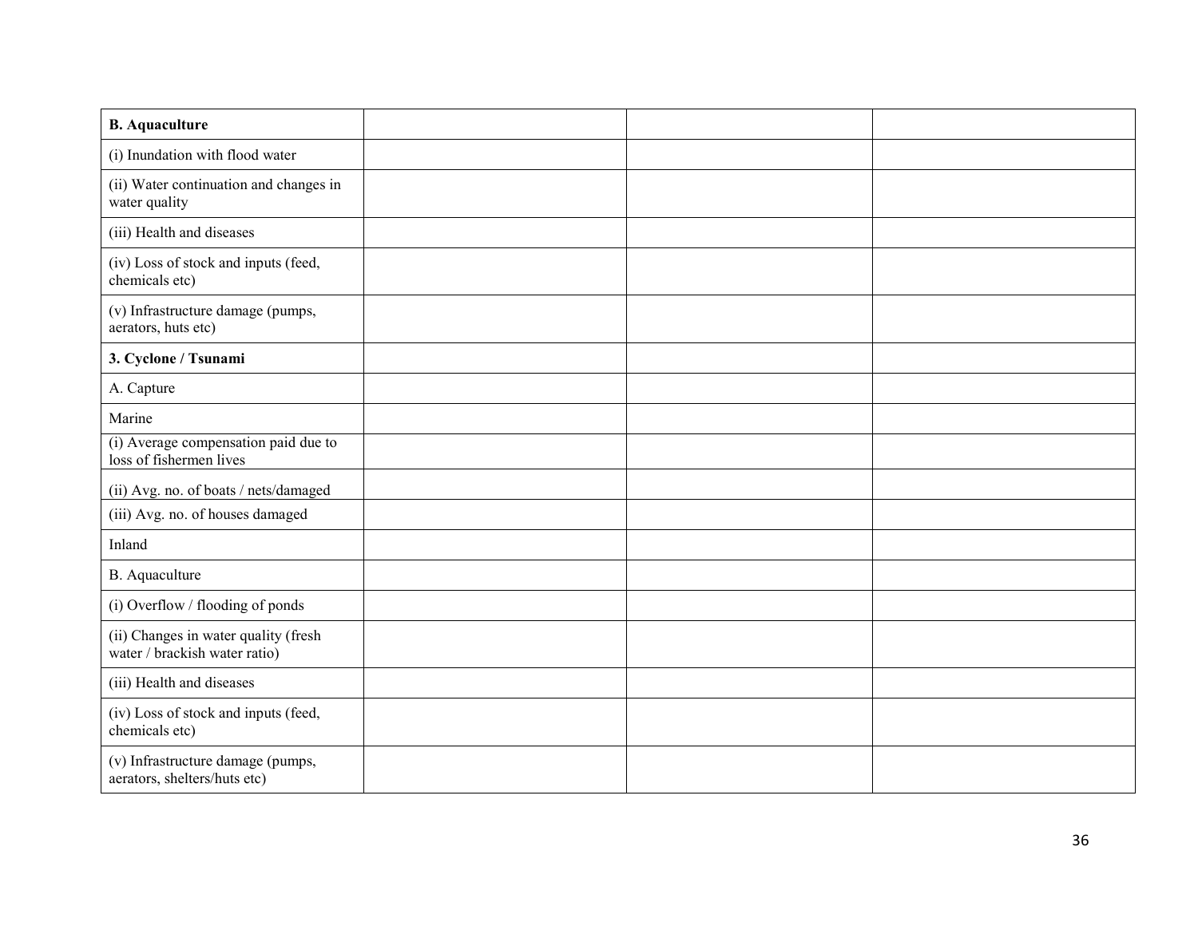| **B. Aquaculture** | | | |
|---|---|---|---|
| (i) Inundation with flood water | | | |
| (ii) Water continuation and changes in water quality | | | |
| (iii) Health and diseases | | | |
| (iv) Loss of stock and inputs (feed, chemicals etc) | | | |
| (v) Infrastructure damage (pumps, aerators, huts etc) | | | |
| **3. Cyclone / Tsunami** | | | |
| A. Capture | | | |
| Marine | | | |
| (i) Average compensation paid due to loss of fishermen lives | | | |
| (ii) Avg. no. of boats / nets/damaged | | | |
| (iii) Avg. no. of houses damaged | | | |
| Inland | | | |
| B. Aquaculture | | | |
| (i) Overflow / flooding of ponds | | | |
| (ii) Changes in water quality (fresh water / brackish water ratio) | | | |
| (iii) Health and diseases | | | |
| (iv) Loss of stock and inputs (feed, chemicals etc) | | | |
| (v) Infrastructure damage (pumps, aerators, shelters/huts etc) | | | |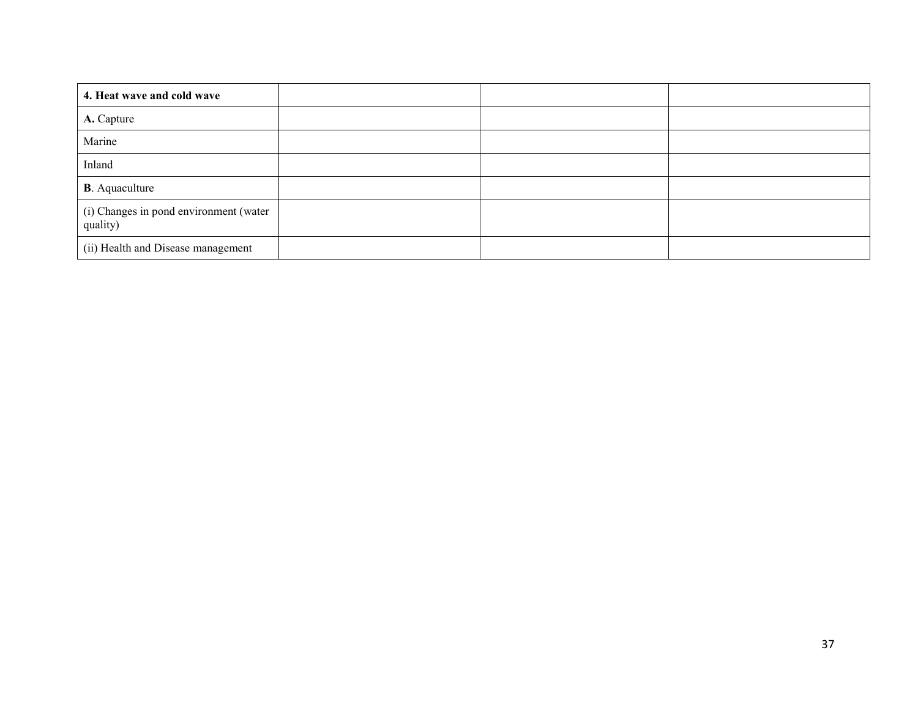| | | | |
|---|---|---|---|
| **4. Heat wave and cold wave** | | | |
| **A.** Capture | | | |
| Marine | | | |
| Inland | | | |
| **B**. Aquaculture | | | |
| (i) Changes in pond environment (water quality) | | | |
| (ii) Health and Disease management | | | |